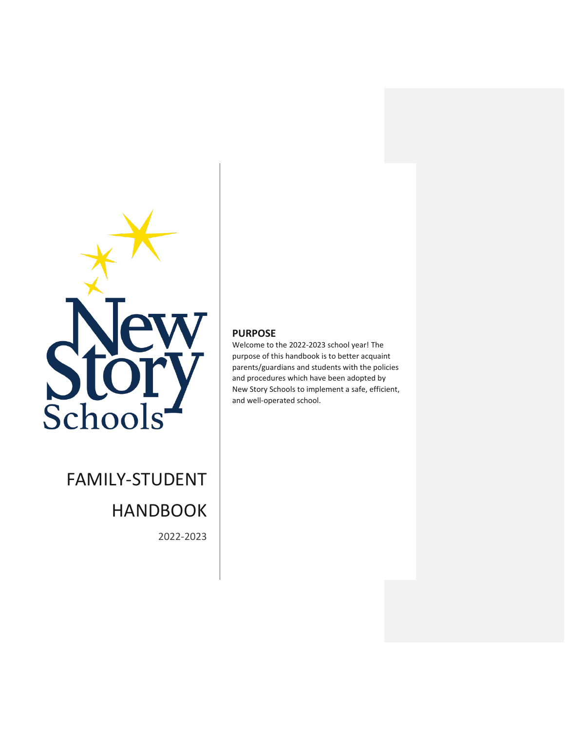New Story Schools

# FAMILY-STUDENT HANDBOOK

2022-2023

## PURPOSE

Welcome to the 2022-2023 school year! The purpose of this handbook is to better acquaint parents/guardians and students with the policies and procedures which have been adopted by New Story Schools to implement a safe, efficient, and well-operated school.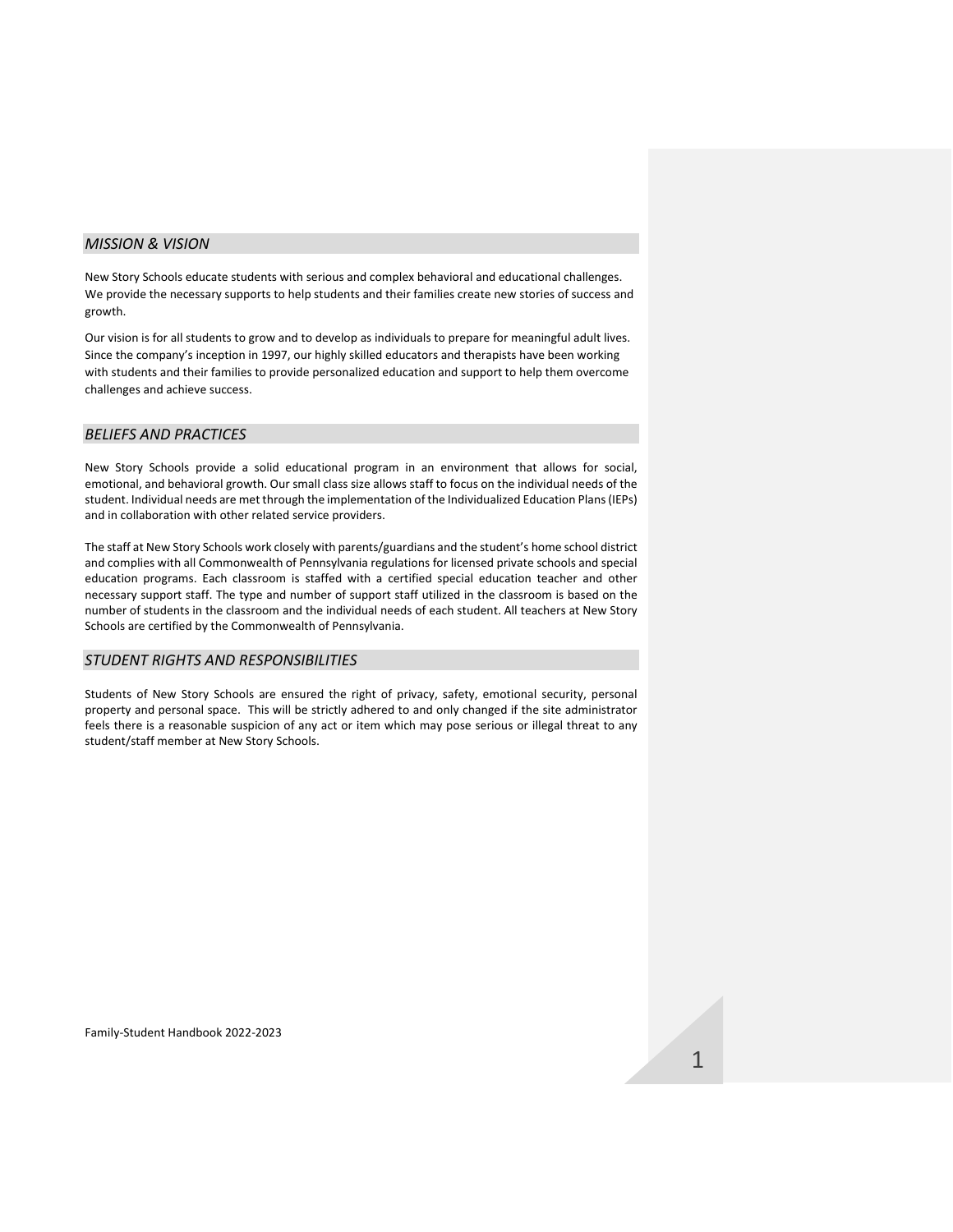## *MISSION & VISION*

New Story Schools educate students with serious and complex behavioral and educational challenges. We provide the necessary supports to help students and their families create new stories of success and growth.

Our vision is for all students to grow and to develop as individuals to prepare for meaningful adult lives. Since the company's inception in 1997, our highly skilled educators and therapists have been working with students and their families to provide personalized education and support to help them overcome challenges and achieve success.

## *BELIEFS AND PRACTICES*

New Story Schools provide a solid educational program in an environment that allows for social, emotional, and behavioral growth. Our small class size allows staff to focus on the individual needs of the student. Individual needs are met through the implementation of the Individualized Education Plans (IEPs) and in collaboration with other related service providers.

The staff at New Story Schools work closely with parents/guardians and the student's home school district and complies with all Commonwealth of Pennsylvania regulations for licensed private schools and special education programs. Each classroom is staffed with a certified special education teacher and other necessary support staff. The type and number of support staff utilized in the classroom is based on the number of students in the classroom and the individual needs of each student. All teachers at New Story Schools are certified by the Commonwealth of Pennsylvania.

## *STUDENT RIGHTS AND RESPONSIBILITIES*

Students of New Story Schools are ensured the right of privacy, safety, emotional security, personal property and personal space. This will be strictly adhered to and only changed if the site administrator feels there is a reasonable suspicion of any act or item which may pose serious or illegal threat to any student/staff member at New Story Schools.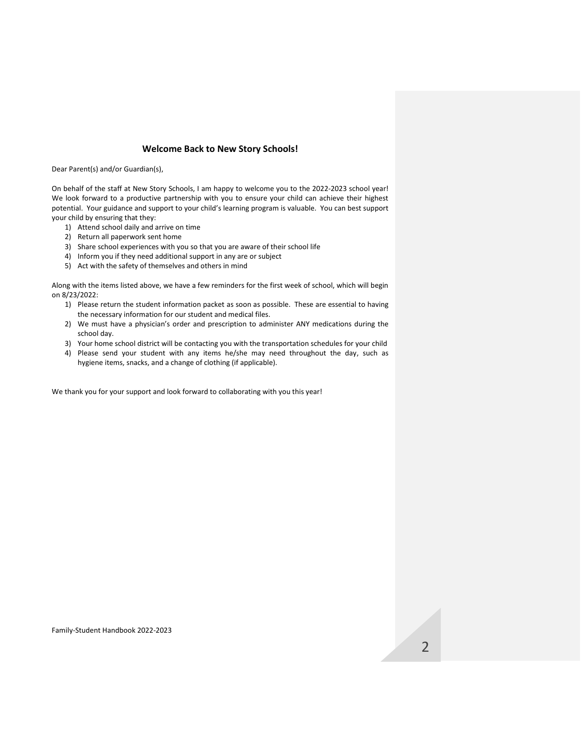## Welcome Back to New Story Schools!

Dear Parent(s) and/or Guardian(s),

On behalf of the staff at New Story Schools, I am happy to welcome you to the 2022-2023 school year! We look forward to a productive partnership with you to ensure your child can achieve their highest potential. Your guidance and support to your child's learning program is valuable. You can best support your child by ensuring that they:

1) Attend school daily and arrive on time
2) Return all paperwork sent home
3) Share school experiences with you so that you are aware of their school life
4) Inform you if they need additional support in any are or subject
5) Act with the safety of themselves and others in mind

Along with the items listed above, we have a few reminders for the first week of school, which will begin on 8/23/2022:

1) Please return the student information packet as soon as possible. These are essential to having the necessary information for our student and medical files.
2) We must have a physician's order and prescription to administer ANY medications during the school day.
3) Your home school district will be contacting you with the transportation schedules for your child
4) Please send your student with any items he/she may need throughout the day, such as hygiene items, snacks, and a change of clothing (if applicable).

We thank you for your support and look forward to collaborating with you this year!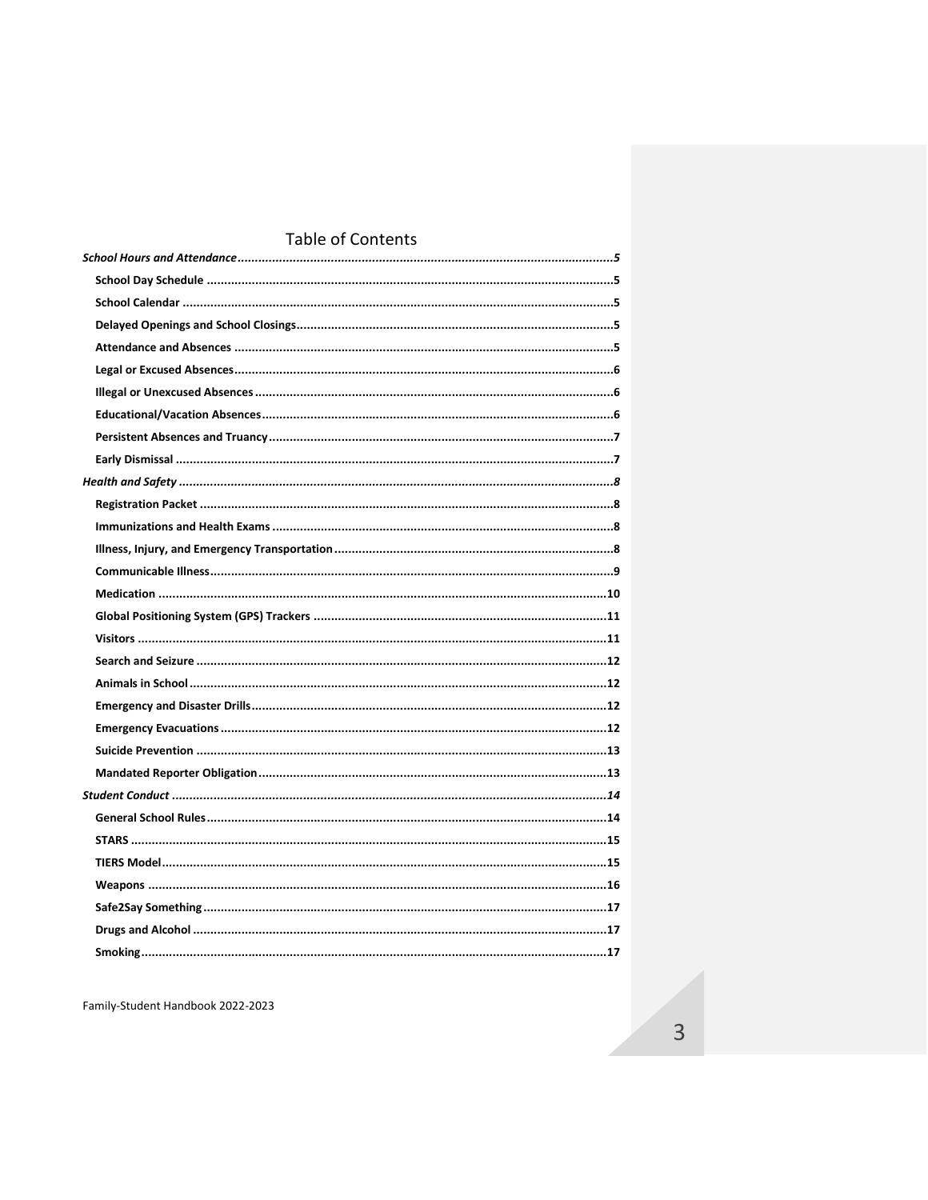# Table of Contents

*School Hours and Attendance* ..........5

- **School Day Schedule** ..........5
- **School Calendar** ..........5
- **Delayed Openings and School Closings** ..........5
- **Attendance and Absences** ..........5
- **Legal or Excused Absences** ..........6
- **Illegal or Unexcused Absences** ..........6
- **Educational/Vacation Absences** ..........6
- **Persistent Absences and Truancy** ..........7
- **Early Dismissal** ..........7

*Health and Safety* ..........8

- **Registration Packet** ..........8
- **Immunizations and Health Exams** ..........8
- **Illness, Injury, and Emergency Transportation** ..........8
- **Communicable Illness** ..........9
- **Medication** ..........10
- **Global Positioning System (GPS) Trackers** ..........11
- **Visitors** ..........11
- **Search and Seizure** ..........12
- **Animals in School** ..........12
- **Emergency and Disaster Drills** ..........12
- **Emergency Evacuations** ..........12
- **Suicide Prevention** ..........13
- **Mandated Reporter Obligation** ..........13

*Student Conduct* ..........14

- **General School Rules** ..........14
- **STARS** ..........15
- **TIERS Model** ..........15
- **Weapons** ..........16
- **Safe2Say Something** ..........17
- **Drugs and Alcohol** ..........17
- **Smoking** ..........17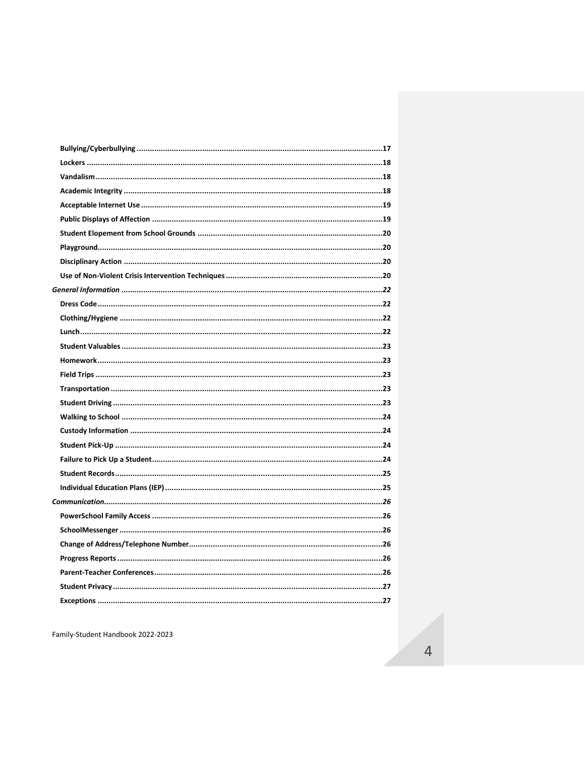**Bullying/Cyberbullying** ...................................................................................................17

**Lockers** ...................................................................................................18

**Vandalism** ...................................................................................................18

**Academic Integrity** ...................................................................................................18

**Acceptable Internet Use** ...................................................................................................19

**Public Displays of Affection** ...................................................................................................19

**Student Elopement from School Grounds** ...................................................................................................20

**Playground** ...................................................................................................20

**Disciplinary Action** ...................................................................................................20

**Use of Non-Violent Crisis Intervention Techniques** ...................................................................................................20

***General Information*** ...................................................................................................22

**Dress Code** ...................................................................................................22

**Clothing/Hygiene** ...................................................................................................22

**Lunch** ...................................................................................................22

**Student Valuables** ...................................................................................................23

**Homework** ...................................................................................................23

**Field Trips** ...................................................................................................23

**Transportation** ...................................................................................................23

**Student Driving** ...................................................................................................23

**Walking to School** ...................................................................................................24

**Custody Information** ...................................................................................................24

**Student Pick-Up** ...................................................................................................24

**Failure to Pick Up a Student** ...................................................................................................24

**Student Records** ...................................................................................................25

**Individual Education Plans (IEP)** ...................................................................................................25

***Communication*** ...................................................................................................26

**PowerSchool Family Access** ...................................................................................................26

**SchoolMessenger** ...................................................................................................26

**Change of Address/Telephone Number** ...................................................................................................26

**Progress Reports** ...................................................................................................26

**Parent-Teacher Conferences** ...................................................................................................26

**Student Privacy** ...................................................................................................27

**Exceptions** ...................................................................................................27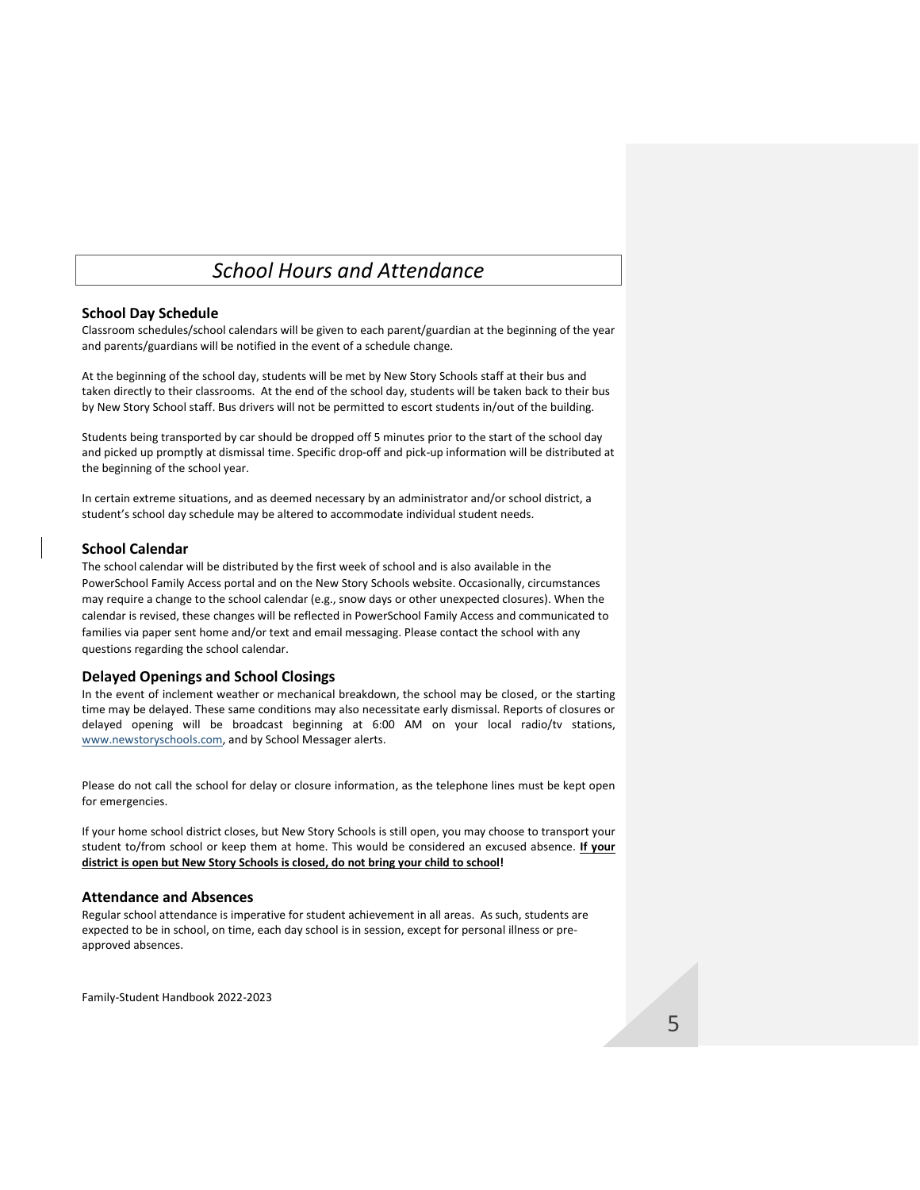# *School Hours and Attendance*

## School Day Schedule

Classroom schedules/school calendars will be given to each parent/guardian at the beginning of the year and parents/guardians will be notified in the event of a schedule change.

At the beginning of the school day, students will be met by New Story Schools staff at their bus and taken directly to their classrooms. At the end of the school day, students will be taken back to their bus by New Story School staff. Bus drivers will not be permitted to escort students in/out of the building.

Students being transported by car should be dropped off 5 minutes prior to the start of the school day and picked up promptly at dismissal time. Specific drop-off and pick-up information will be distributed at the beginning of the school year.

In certain extreme situations, and as deemed necessary by an administrator and/or school district, a student's school day schedule may be altered to accommodate individual student needs.

## School Calendar

The school calendar will be distributed by the first week of school and is also available in the PowerSchool Family Access portal and on the New Story Schools website. Occasionally, circumstances may require a change to the school calendar (e.g., snow days or other unexpected closures). When the calendar is revised, these changes will be reflected in PowerSchool Family Access and communicated to families via paper sent home and/or text and email messaging. Please contact the school with any questions regarding the school calendar.

## Delayed Openings and School Closings

In the event of inclement weather or mechanical breakdown, the school may be closed, or the starting time may be delayed. These same conditions may also necessitate early dismissal. Reports of closures or delayed opening will be broadcast beginning at 6:00 AM on your local radio/tv stations, www.newstoryschools.com, and by School Messager alerts.

Please do not call the school for delay or closure information, as the telephone lines must be kept open for emergencies.

If your home school district closes, but New Story Schools is still open, you may choose to transport your student to/from school or keep them at home. This would be considered an excused absence. **If your district is open but New Story Schools is closed, do not bring your child to school!**

## Attendance and Absences

Regular school attendance is imperative for student achievement in all areas. As such, students are expected to be in school, on time, each day school is in session, except for personal illness or pre-approved absences.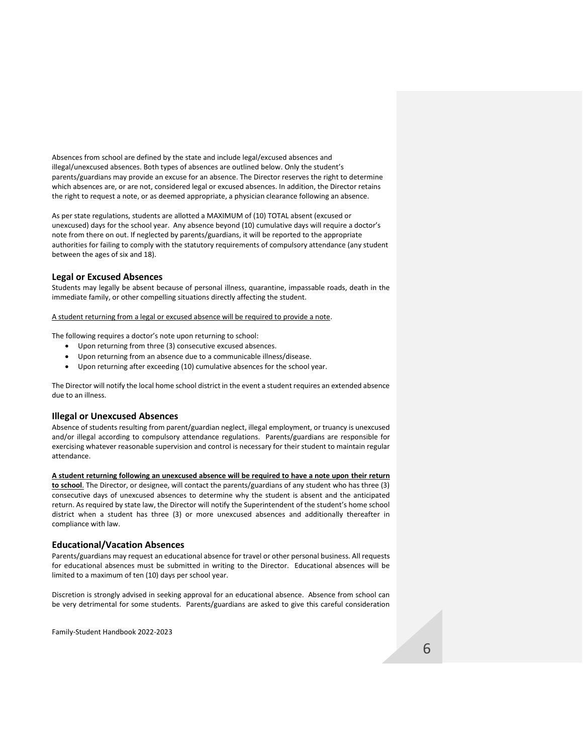Absences from school are defined by the state and include legal/excused absences and illegal/unexcused absences. Both types of absences are outlined below. Only the student's parents/guardians may provide an excuse for an absence. The Director reserves the right to determine which absences are, or are not, considered legal or excused absences. In addition, the Director retains the right to request a note, or as deemed appropriate, a physician clearance following an absence.

As per state regulations, students are allotted a MAXIMUM of (10) TOTAL absent (excused or unexcused) days for the school year. Any absence beyond (10) cumulative days will require a doctor's note from there on out. If neglected by parents/guardians, it will be reported to the appropriate authorities for failing to comply with the statutory requirements of compulsory attendance (any student between the ages of six and 18).

### Legal or Excused Absences

Students may legally be absent because of personal illness, quarantine, impassable roads, death in the immediate family, or other compelling situations directly affecting the student.

<u>A student returning from a legal or excused absence will be required to provide a note</u>.

The following requires a doctor's note upon returning to school:

- Upon returning from three (3) consecutive excused absences.
- Upon returning from an absence due to a communicable illness/disease.
- Upon returning after exceeding (10) cumulative absences for the school year.

The Director will notify the local home school district in the event a student requires an extended absence due to an illness.

### Illegal or Unexcused Absences

Absence of students resulting from parent/guardian neglect, illegal employment, or truancy is unexcused and/or illegal according to compulsory attendance regulations. Parents/guardians are responsible for exercising whatever reasonable supervision and control is necessary for their student to maintain regular attendance.

**<u>A student returning following an unexcused absence will be required to have a note upon their return to school</u>**. The Director, or designee, will contact the parents/guardians of any student who has three (3) consecutive days of unexcused absences to determine why the student is absent and the anticipated return. As required by state law, the Director will notify the Superintendent of the student's home school district when a student has three (3) or more unexcused absences and additionally thereafter in compliance with law.

### Educational/Vacation Absences

Parents/guardians may request an educational absence for travel or other personal business. All requests for educational absences must be submitted in writing to the Director. Educational absences will be limited to a maximum of ten (10) days per school year.

Discretion is strongly advised in seeking approval for an educational absence. Absence from school can be very detrimental for some students. Parents/guardians are asked to give this careful consideration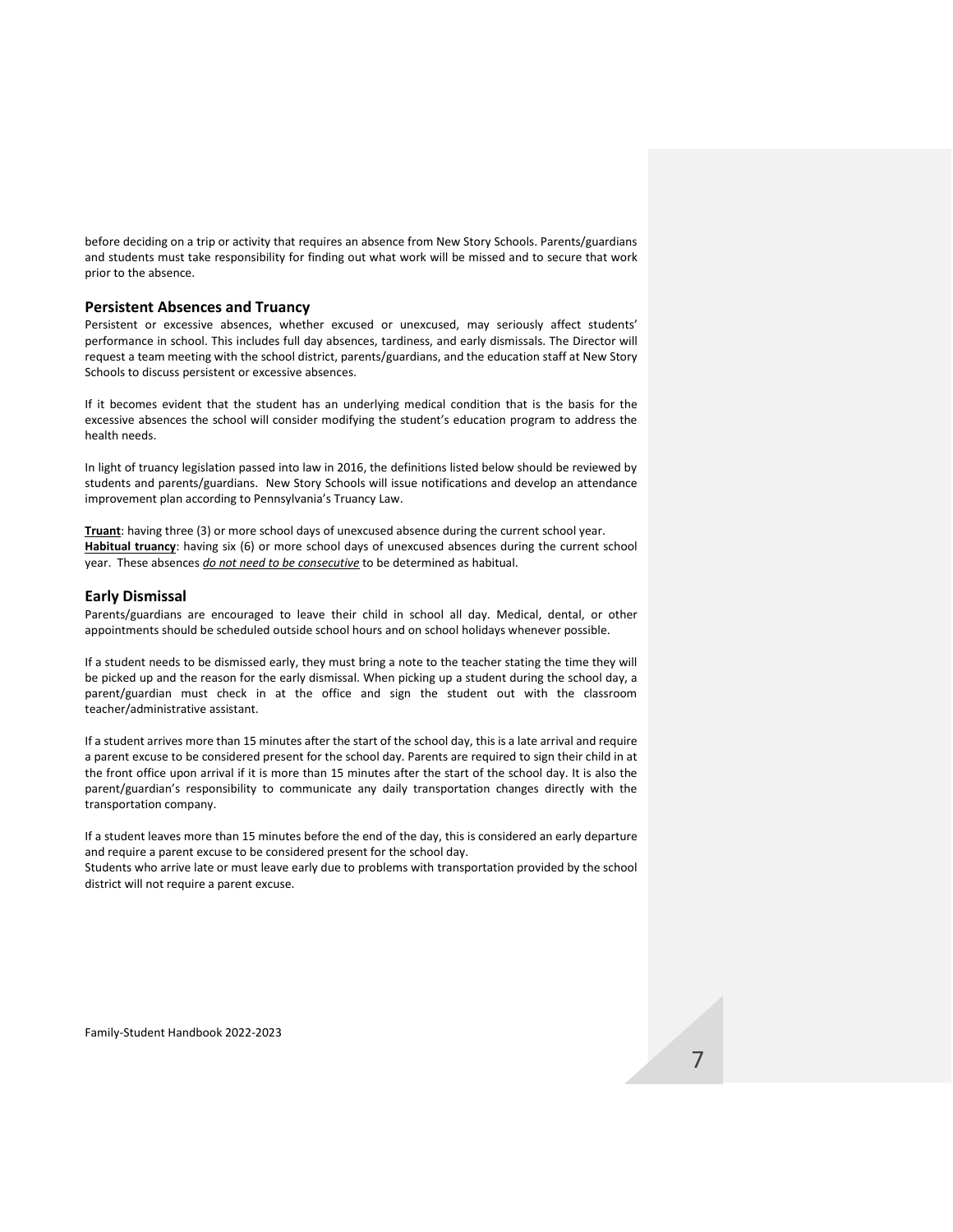before deciding on a trip or activity that requires an absence from New Story Schools. Parents/guardians and students must take responsibility for finding out what work will be missed and to secure that work prior to the absence.

### Persistent Absences and Truancy

Persistent or excessive absences, whether excused or unexcused, may seriously affect students' performance in school. This includes full day absences, tardiness, and early dismissals. The Director will request a team meeting with the school district, parents/guardians, and the education staff at New Story Schools to discuss persistent or excessive absences.

If it becomes evident that the student has an underlying medical condition that is the basis for the excessive absences the school will consider modifying the student's education program to address the health needs.

In light of truancy legislation passed into law in 2016, the definitions listed below should be reviewed by students and parents/guardians. New Story Schools will issue notifications and develop an attendance improvement plan according to Pennsylvania's Truancy Law.

**Truant**: having three (3) or more school days of unexcused absence during the current school year.
**Habitual truancy**: having six (6) or more school days of unexcused absences during the current school year. These absences ***do not need to be consecutive*** to be determined as habitual.

### Early Dismissal

Parents/guardians are encouraged to leave their child in school all day. Medical, dental, or other appointments should be scheduled outside school hours and on school holidays whenever possible.

If a student needs to be dismissed early, they must bring a note to the teacher stating the time they will be picked up and the reason for the early dismissal. When picking up a student during the school day, a parent/guardian must check in at the office and sign the student out with the classroom teacher/administrative assistant.

If a student arrives more than 15 minutes after the start of the school day, this is a late arrival and require a parent excuse to be considered present for the school day. Parents are required to sign their child in at the front office upon arrival if it is more than 15 minutes after the start of the school day. It is also the parent/guardian's responsibility to communicate any daily transportation changes directly with the transportation company.

If a student leaves more than 15 minutes before the end of the day, this is considered an early departure and require a parent excuse to be considered present for the school day.
Students who arrive late or must leave early due to problems with transportation provided by the school district will not require a parent excuse.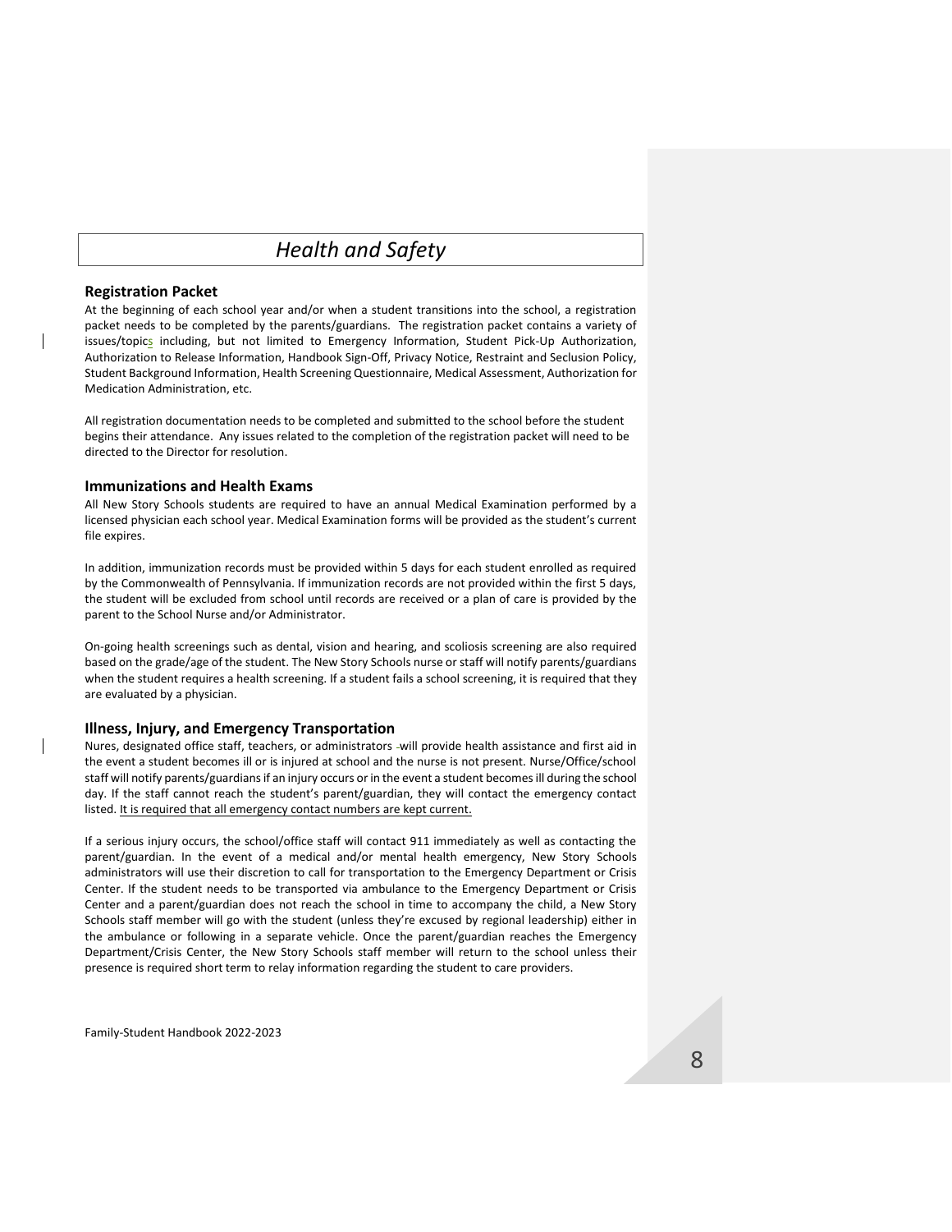# *Health and Safety*

## Registration Packet

At the beginning of each school year and/or when a student transitions into the school, a registration packet needs to be completed by the parents/guardians. The registration packet contains a variety of issues/topics including, but not limited to Emergency Information, Student Pick-Up Authorization, Authorization to Release Information, Handbook Sign-Off, Privacy Notice, Restraint and Seclusion Policy, Student Background Information, Health Screening Questionnaire, Medical Assessment, Authorization for Medication Administration, etc.

All registration documentation needs to be completed and submitted to the school before the student begins their attendance. Any issues related to the completion of the registration packet will need to be directed to the Director for resolution.

## Immunizations and Health Exams

All New Story Schools students are required to have an annual Medical Examination performed by a licensed physician each school year. Medical Examination forms will be provided as the student's current file expires.

In addition, immunization records must be provided within 5 days for each student enrolled as required by the Commonwealth of Pennsylvania. If immunization records are not provided within the first 5 days, the student will be excluded from school until records are received or a plan of care is provided by the parent to the School Nurse and/or Administrator.

On-going health screenings such as dental, vision and hearing, and scoliosis screening are also required based on the grade/age of the student. The New Story Schools nurse or staff will notify parents/guardians when the student requires a health screening. If a student fails a school screening, it is required that they are evaluated by a physician.

## Illness, Injury, and Emergency Transportation

Nures, designated office staff, teachers, or administrators will provide health assistance and first aid in the event a student becomes ill or is injured at school and the nurse is not present. Nurse/Office/school staff will notify parents/guardians if an injury occurs or in the event a student becomes ill during the school day. If the staff cannot reach the student's parent/guardian, they will contact the emergency contact listed. <u>It is required that all emergency contact numbers are kept current.</u>

If a serious injury occurs, the school/office staff will contact 911 immediately as well as contacting the parent/guardian. In the event of a medical and/or mental health emergency, New Story Schools administrators will use their discretion to call for transportation to the Emergency Department or Crisis Center. If the student needs to be transported via ambulance to the Emergency Department or Crisis Center and a parent/guardian does not reach the school in time to accompany the child, a New Story Schools staff member will go with the student (unless they're excused by regional leadership) either in the ambulance or following in a separate vehicle. Once the parent/guardian reaches the Emergency Department/Crisis Center, the New Story Schools staff member will return to the school unless their presence is required short term to relay information regarding the student to care providers.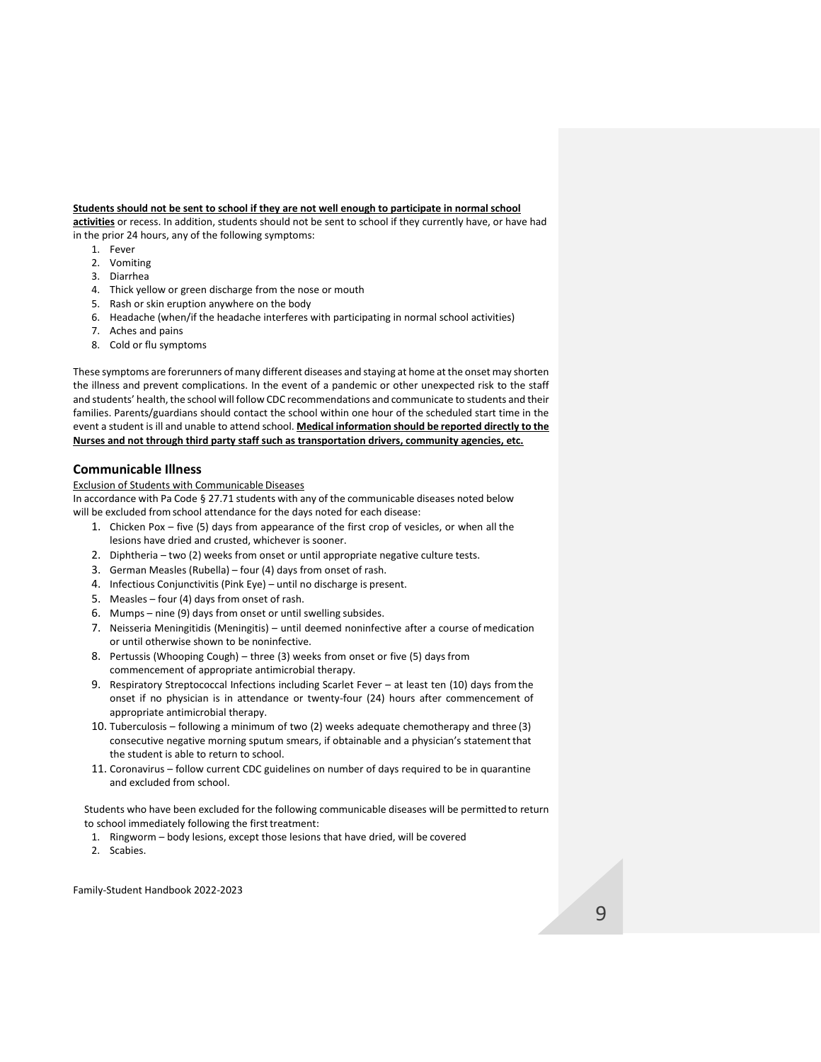**Students should not be sent to school if they are not well enough to participate in normal school activities** or recess. In addition, students should not be sent to school if they currently have, or have had in the prior 24 hours, any of the following symptoms:

1. Fever
2. Vomiting
3. Diarrhea
4. Thick yellow or green discharge from the nose or mouth
5. Rash or skin eruption anywhere on the body
6. Headache (when/if the headache interferes with participating in normal school activities)
7. Aches and pains
8. Cold or flu symptoms

These symptoms are forerunners of many different diseases and staying at home at the onset may shorten the illness and prevent complications. In the event of a pandemic or other unexpected risk to the staff and students' health, the school will follow CDC recommendations and communicate to students and their families. Parents/guardians should contact the school within one hour of the scheduled start time in the event a student is ill and unable to attend school. **Medical information should be reported directly to the Nurses and not through third party staff such as transportation drivers, community agencies, etc.**

## Communicable Illness

Exclusion of Students with Communicable Diseases

In accordance with Pa Code § 27.71 students with any of the communicable diseases noted below will be excluded from school attendance for the days noted for each disease:

1. Chicken Pox – five (5) days from appearance of the first crop of vesicles, or when all the lesions have dried and crusted, whichever is sooner.
2. Diphtheria – two (2) weeks from onset or until appropriate negative culture tests.
3. German Measles (Rubella) – four (4) days from onset of rash.
4. Infectious Conjunctivitis (Pink Eye) – until no discharge is present.
5. Measles – four (4) days from onset of rash.
6. Mumps – nine (9) days from onset or until swelling subsides.
7. Neisseria Meningitidis (Meningitis) – until deemed noninfective after a course of medication or until otherwise shown to be noninfective.
8. Pertussis (Whooping Cough) – three (3) weeks from onset or five (5) days from commencement of appropriate antimicrobial therapy.
9. Respiratory Streptococcal Infections including Scarlet Fever – at least ten (10) days from the onset if no physician is in attendance or twenty-four (24) hours after commencement of appropriate antimicrobial therapy.
10. Tuberculosis – following a minimum of two (2) weeks adequate chemotherapy and three (3) consecutive negative morning sputum smears, if obtainable and a physician's statement that the student is able to return to school.
11. Coronavirus – follow current CDC guidelines on number of days required to be in quarantine and excluded from school.

Students who have been excluded for the following communicable diseases will be permitted to return to school immediately following the first treatment:

1. Ringworm – body lesions, except those lesions that have dried, will be covered
2. Scabies.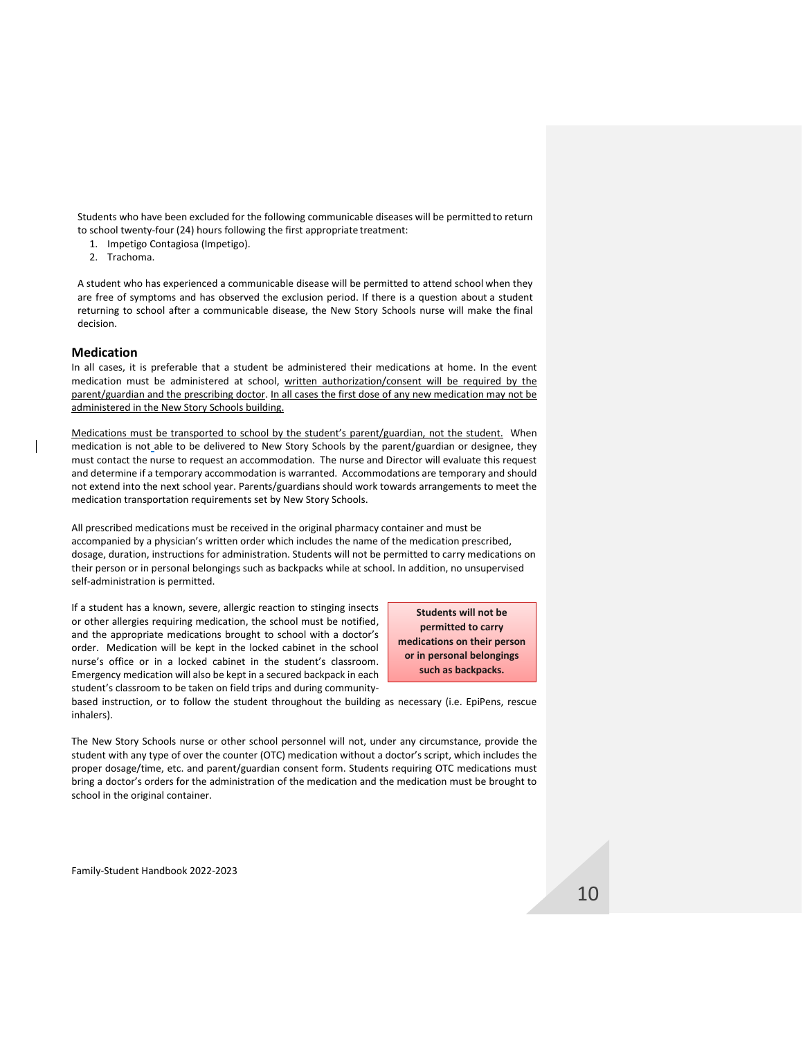Students who have been excluded for the following communicable diseases will be permitted to return to school twenty-four (24) hours following the first appropriate treatment:

1. Impetigo Contagiosa (Impetigo).
2. Trachoma.

A student who has experienced a communicable disease will be permitted to attend school when they are free of symptoms and has observed the exclusion period. If there is a question about a student returning to school after a communicable disease, the New Story Schools nurse will make the final decision.

## Medication

In all cases, it is preferable that a student be administered their medications at home. In the event medication must be administered at school, written authorization/consent will be required by the parent/guardian and the prescribing doctor. In all cases the first dose of any new medication may not be administered in the New Story Schools building.

Medications must be transported to school by the student's parent/guardian, not the student. When medication is not able to be delivered to New Story Schools by the parent/guardian or designee, they must contact the nurse to request an accommodation. The nurse and Director will evaluate this request and determine if a temporary accommodation is warranted. Accommodations are temporary and should not extend into the next school year. Parents/guardians should work towards arrangements to meet the medication transportation requirements set by New Story Schools.

All prescribed medications must be received in the original pharmacy container and must be accompanied by a physician's written order which includes the name of the medication prescribed, dosage, duration, instructions for administration. Students will not be permitted to carry medications on their person or in personal belongings such as backpacks while at school. In addition, no unsupervised self-administration is permitted.

**Students will not be permitted to carry medications on their person or in personal belongings such as backpacks.**

If a student has a known, severe, allergic reaction to stinging insects or other allergies requiring medication, the school must be notified, and the appropriate medications brought to school with a doctor's order. Medication will be kept in the locked cabinet in the school nurse's office or in a locked cabinet in the student's classroom. Emergency medication will also be kept in a secured backpack in each student's classroom to be taken on field trips and during community-based instruction, or to follow the student throughout the building as necessary (i.e. EpiPens, rescue inhalers).

The New Story Schools nurse or other school personnel will not, under any circumstance, provide the student with any type of over the counter (OTC) medication without a doctor's script, which includes the proper dosage/time, etc. and parent/guardian consent form. Students requiring OTC medications must bring a doctor's orders for the administration of the medication and the medication must be brought to school in the original container.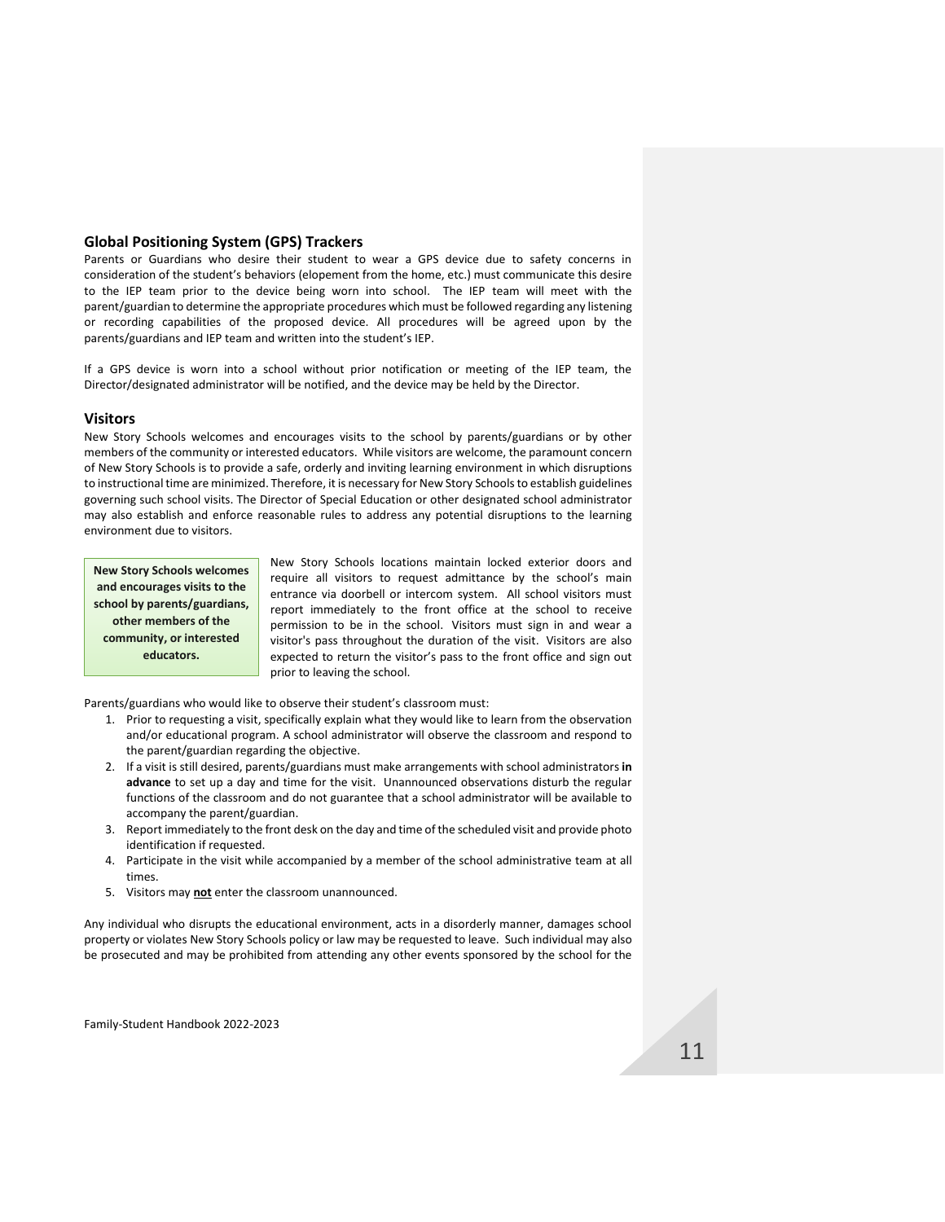## Global Positioning System (GPS) Trackers

Parents or Guardians who desire their student to wear a GPS device due to safety concerns in consideration of the student's behaviors (elopement from the home, etc.) must communicate this desire to the IEP team prior to the device being worn into school. The IEP team will meet with the parent/guardian to determine the appropriate procedures which must be followed regarding any listening or recording capabilities of the proposed device. All procedures will be agreed upon by the parents/guardians and IEP team and written into the student's IEP.

If a GPS device is worn into a school without prior notification or meeting of the IEP team, the Director/designated administrator will be notified, and the device may be held by the Director.

## Visitors

New Story Schools welcomes and encourages visits to the school by parents/guardians or by other members of the community or interested educators. While visitors are welcome, the paramount concern of New Story Schools is to provide a safe, orderly and inviting learning environment in which disruptions to instructional time are minimized. Therefore, it is necessary for New Story Schools to establish guidelines governing such school visits. The Director of Special Education or other designated school administrator may also establish and enforce reasonable rules to address any potential disruptions to the learning environment due to visitors.

**New Story Schools welcomes and encourages visits to the school by parents/guardians, other members of the community, or interested educators.**

New Story Schools locations maintain locked exterior doors and require all visitors to request admittance by the school's main entrance via doorbell or intercom system. All school visitors must report immediately to the front office at the school to receive permission to be in the school. Visitors must sign in and wear a visitor's pass throughout the duration of the visit. Visitors are also expected to return the visitor's pass to the front office and sign out prior to leaving the school.

Parents/guardians who would like to observe their student's classroom must:

1. Prior to requesting a visit, specifically explain what they would like to learn from the observation and/or educational program. A school administrator will observe the classroom and respond to the parent/guardian regarding the objective.
2. If a visit is still desired, parents/guardians must make arrangements with school administrators **in advance** to set up a day and time for the visit. Unannounced observations disturb the regular functions of the classroom and do not guarantee that a school administrator will be available to accompany the parent/guardian.
3. Report immediately to the front desk on the day and time of the scheduled visit and provide photo identification if requested.
4. Participate in the visit while accompanied by a member of the school administrative team at all times.
5. Visitors may **not** enter the classroom unannounced.

Any individual who disrupts the educational environment, acts in a disorderly manner, damages school property or violates New Story Schools policy or law may be requested to leave. Such individual may also be prosecuted and may be prohibited from attending any other events sponsored by the school for the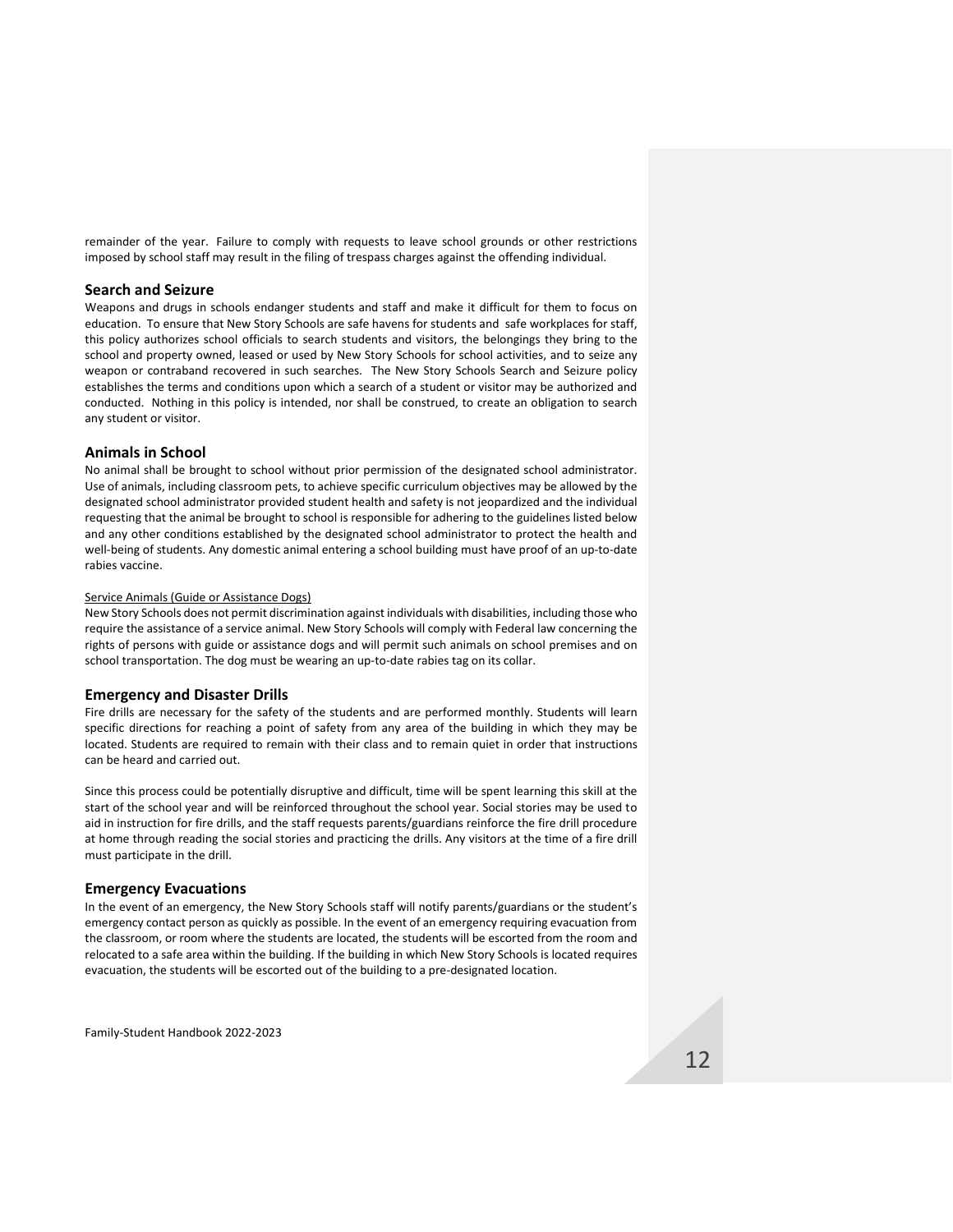remainder of the year. Failure to comply with requests to leave school grounds or other restrictions imposed by school staff may result in the filing of trespass charges against the offending individual.

## Search and Seizure

Weapons and drugs in schools endanger students and staff and make it difficult for them to focus on education. To ensure that New Story Schools are safe havens for students and safe workplaces for staff, this policy authorizes school officials to search students and visitors, the belongings they bring to the school and property owned, leased or used by New Story Schools for school activities, and to seize any weapon or contraband recovered in such searches. The New Story Schools Search and Seizure policy establishes the terms and conditions upon which a search of a student or visitor may be authorized and conducted. Nothing in this policy is intended, nor shall be construed, to create an obligation to search any student or visitor.

## Animals in School

No animal shall be brought to school without prior permission of the designated school administrator. Use of animals, including classroom pets, to achieve specific curriculum objectives may be allowed by the designated school administrator provided student health and safety is not jeopardized and the individual requesting that the animal be brought to school is responsible for adhering to the guidelines listed below and any other conditions established by the designated school administrator to protect the health and well-being of students. Any domestic animal entering a school building must have proof of an up-to-date rabies vaccine.

Service Animals (Guide or Assistance Dogs)

New Story Schools does not permit discrimination against individuals with disabilities, including those who require the assistance of a service animal. New Story Schools will comply with Federal law concerning the rights of persons with guide or assistance dogs and will permit such animals on school premises and on school transportation. The dog must be wearing an up-to-date rabies tag on its collar.

## Emergency and Disaster Drills

Fire drills are necessary for the safety of the students and are performed monthly. Students will learn specific directions for reaching a point of safety from any area of the building in which they may be located. Students are required to remain with their class and to remain quiet in order that instructions can be heard and carried out.

Since this process could be potentially disruptive and difficult, time will be spent learning this skill at the start of the school year and will be reinforced throughout the school year. Social stories may be used to aid in instruction for fire drills, and the staff requests parents/guardians reinforce the fire drill procedure at home through reading the social stories and practicing the drills. Any visitors at the time of a fire drill must participate in the drill.

## Emergency Evacuations

In the event of an emergency, the New Story Schools staff will notify parents/guardians or the student's emergency contact person as quickly as possible. In the event of an emergency requiring evacuation from the classroom, or room where the students are located, the students will be escorted from the room and relocated to a safe area within the building. If the building in which New Story Schools is located requires evacuation, the students will be escorted out of the building to a pre-designated location.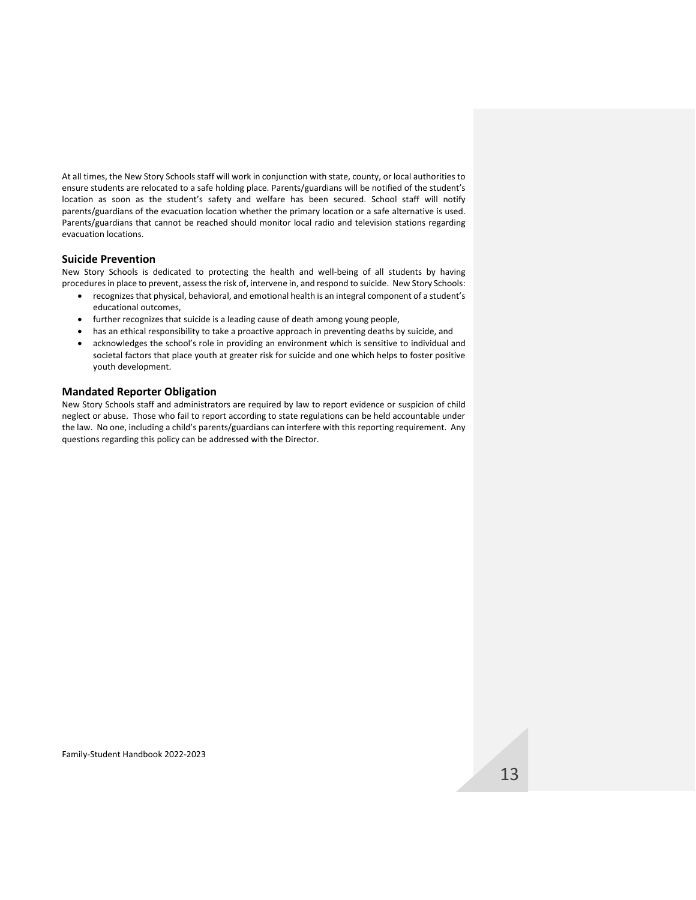At all times, the New Story Schools staff will work in conjunction with state, county, or local authorities to ensure students are relocated to a safe holding place. Parents/guardians will be notified of the student's location as soon as the student's safety and welfare has been secured. School staff will notify parents/guardians of the evacuation location whether the primary location or a safe alternative is used. Parents/guardians that cannot be reached should monitor local radio and television stations regarding evacuation locations.

### Suicide Prevention

New Story Schools is dedicated to protecting the health and well-being of all students by having procedures in place to prevent, assess the risk of, intervene in, and respond to suicide. New Story Schools:

- recognizes that physical, behavioral, and emotional health is an integral component of a student's educational outcomes,
- further recognizes that suicide is a leading cause of death among young people,
- has an ethical responsibility to take a proactive approach in preventing deaths by suicide, and
- acknowledges the school's role in providing an environment which is sensitive to individual and societal factors that place youth at greater risk for suicide and one which helps to foster positive youth development.

### Mandated Reporter Obligation

New Story Schools staff and administrators are required by law to report evidence or suspicion of child neglect or abuse. Those who fail to report according to state regulations can be held accountable under the law. No one, including a child's parents/guardians can interfere with this reporting requirement. Any questions regarding this policy can be addressed with the Director.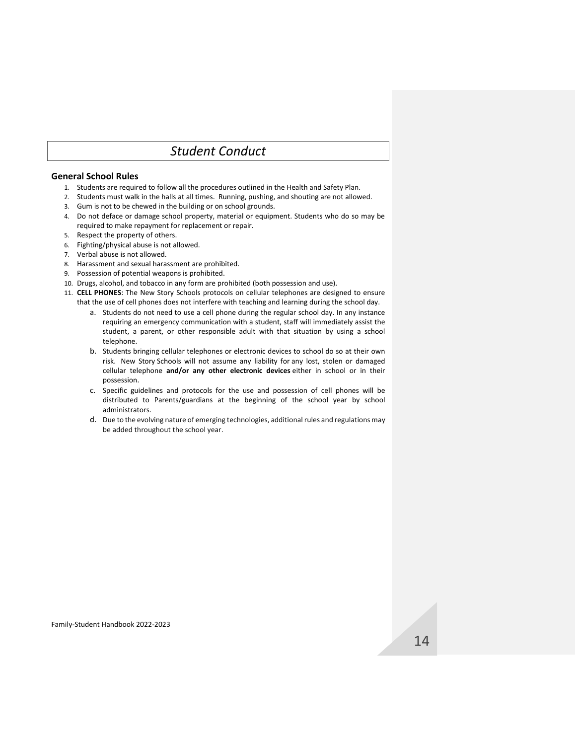# *Student Conduct*

## General School Rules

1. Students are required to follow all the procedures outlined in the Health and Safety Plan.
2. Students must walk in the halls at all times. Running, pushing, and shouting are not allowed.
3. Gum is not to be chewed in the building or on school grounds.
4. Do not deface or damage school property, material or equipment. Students who do so may be required to make repayment for replacement or repair.
5. Respect the property of others.
6. Fighting/physical abuse is not allowed.
7. Verbal abuse is not allowed.
8. Harassment and sexual harassment are prohibited.
9. Possession of potential weapons is prohibited.
10. Drugs, alcohol, and tobacco in any form are prohibited (both possession and use).
11. **CELL PHONES**: The New Story Schools protocols on cellular telephones are designed to ensure that the use of cell phones does not interfere with teaching and learning during the school day.
    a. Students do not need to use a cell phone during the regular school day. In any instance requiring an emergency communication with a student, staff will immediately assist the student, a parent, or other responsible adult with that situation by using a school telephone.
    b. Students bringing cellular telephones or electronic devices to school do so at their own risk. New Story Schools will not assume any liability for any lost, stolen or damaged cellular telephone **and/or any other electronic devices** either in school or in their possession.
    c. Specific guidelines and protocols for the use and possession of cell phones will be distributed to Parents/guardians at the beginning of the school year by school administrators.
    d. Due to the evolving nature of emerging technologies, additional rules and regulations may be added throughout the school year.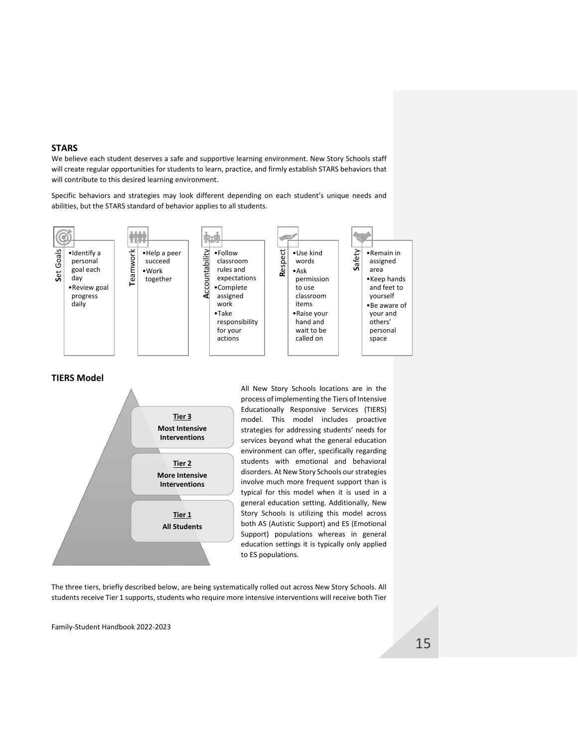## STARS

We believe each student deserves a safe and supportive learning environment. New Story Schools staff will create regular opportunities for students to learn, practice, and firmly establish STARS behaviors that will contribute to this desired learning environment.

Specific behaviors and strategies may look different depending on each student's unique needs and abilities, but the STARS standard of behavior applies to all students.

**S**et Goals
- Identify a personal goal each day
- Review goal progress daily

**T**eamwork
- Help a peer succeed
- Work together

**A**ccountability
- Follow classroom rules and expectations
- Complete assigned work
- Take responsibility for your actions

**R**espect
- Use kind words
- Ask permission to use classroom items
- Raise your hand and wait to be called on

**S**afety
- Remain in assigned area
- Keep hands and feet to yourself
- Be aware of your and others' personal space

## TIERS Model

**Tier 3**
**Most Intensive Interventions**

**Tier 2**
**More Intensive Interventions**

**Tier 1**
**All Students**

All New Story Schools locations are in the process of implementing the Tiers of Intensive Educationally Responsive Services (TIERS) model. This model includes proactive strategies for addressing students' needs for services beyond what the general education environment can offer, specifically regarding students with emotional and behavioral disorders. At New Story Schools our strategies involve much more frequent support than is typical for this model when it is used in a general education setting. Additionally, New Story Schools is utilizing this model across both AS (Autistic Support) and ES (Emotional Support) populations whereas in general education settings it is typically only applied to ES populations.

The three tiers, briefly described below, are being systematically rolled out across New Story Schools. All students receive Tier 1 supports, students who require more intensive interventions will receive both Tier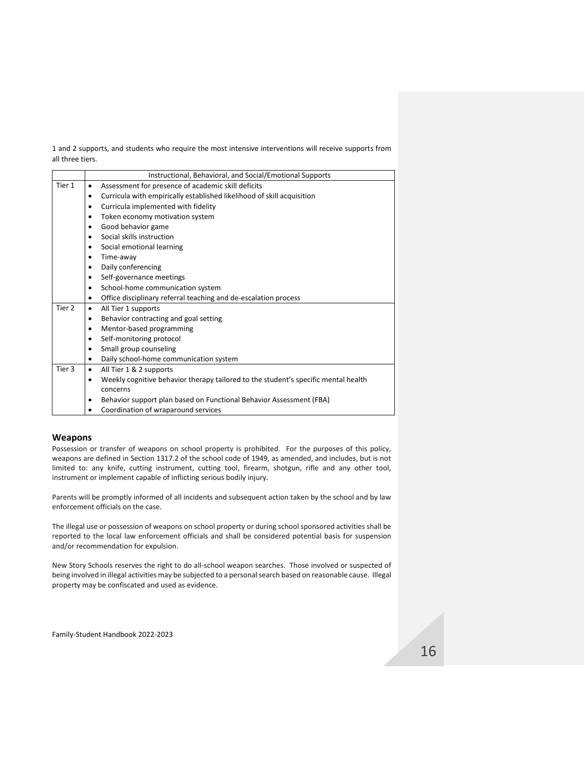1 and 2 supports, and students who require the most intensive interventions will receive supports from all three tiers.

| | Instructional, Behavioral, and Social/Emotional Supports |
|---|---|
| Tier 1 | • Assessment for presence of academic skill deficits<br>• Curricula with empirically established likelihood of skill acquisition<br>• Curricula implemented with fidelity<br>• Token economy motivation system<br>• Good behavior game<br>• Social skills instruction<br>• Social emotional learning<br>• Time-away<br>• Daily conferencing<br>• Self-governance meetings<br>• School-home communication system<br>• Office disciplinary referral teaching and de-escalation process |
| Tier 2 | • All Tier 1 supports<br>• Behavior contracting and goal setting<br>• Mentor-based programming<br>• Self-monitoring protocol<br>• Small group counseling<br>• Daily school-home communication system |
| Tier 3 | • All Tier 1 & 2 supports<br>• Weekly cognitive behavior therapy tailored to the student's specific mental health concerns<br>• Behavior support plan based on Functional Behavior Assessment (FBA)<br>• Coordination of wraparound services |

## Weapons

Possession or transfer of weapons on school property is prohibited. For the purposes of this policy, weapons are defined in Section 1317.2 of the school code of 1949, as amended, and includes, but is not limited to: any knife, cutting instrument, cutting tool, firearm, shotgun, rifle and any other tool, instrument or implement capable of inflicting serious bodily injury.

Parents will be promptly informed of all incidents and subsequent action taken by the school and by law enforcement officials on the case.

The illegal use or possession of weapons on school property or during school sponsored activities shall be reported to the local law enforcement officials and shall be considered potential basis for suspension and/or recommendation for expulsion.

New Story Schools reserves the right to do all-school weapon searches. Those involved or suspected of being involved in illegal activities may be subjected to a personal search based on reasonable cause. Illegal property may be confiscated and used as evidence.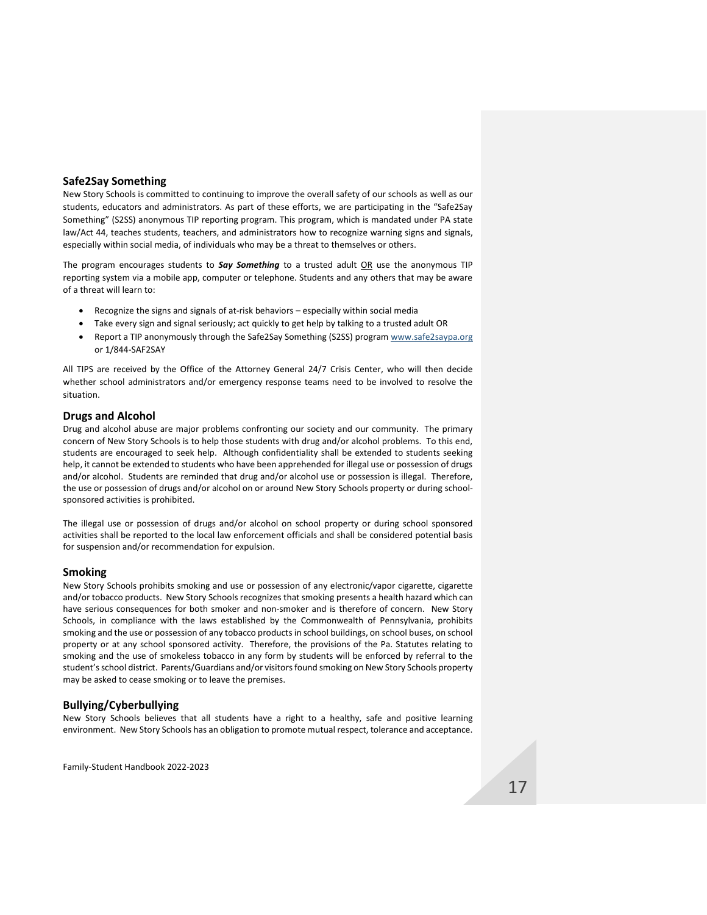## Safe2Say Something

New Story Schools is committed to continuing to improve the overall safety of our schools as well as our students, educators and administrators. As part of these efforts, we are participating in the "Safe2Say Something" (S2SS) anonymous TIP reporting program. This program, which is mandated under PA state law/Act 44, teaches students, teachers, and administrators how to recognize warning signs and signals, especially within social media, of individuals who may be a threat to themselves or others.

The program encourages students to ***Say Something*** to a trusted adult <u>OR</u> use the anonymous TIP reporting system via a mobile app, computer or telephone. Students and any others that may be aware of a threat will learn to:

- Recognize the signs and signals of at-risk behaviors – especially within social media
- Take every sign and signal seriously; act quickly to get help by talking to a trusted adult OR
- Report a TIP anonymously through the Safe2Say Something (S2SS) program www.safe2saypa.org or 1/844-SAF2SAY

All TIPS are received by the Office of the Attorney General 24/7 Crisis Center, who will then decide whether school administrators and/or emergency response teams need to be involved to resolve the situation.

## Drugs and Alcohol

Drug and alcohol abuse are major problems confronting our society and our community. The primary concern of New Story Schools is to help those students with drug and/or alcohol problems. To this end, students are encouraged to seek help. Although confidentiality shall be extended to students seeking help, it cannot be extended to students who have been apprehended for illegal use or possession of drugs and/or alcohol. Students are reminded that drug and/or alcohol use or possession is illegal. Therefore, the use or possession of drugs and/or alcohol on or around New Story Schools property or during school-sponsored activities is prohibited.

The illegal use or possession of drugs and/or alcohol on school property or during school sponsored activities shall be reported to the local law enforcement officials and shall be considered potential basis for suspension and/or recommendation for expulsion.

## Smoking

New Story Schools prohibits smoking and use or possession of any electronic/vapor cigarette, cigarette and/or tobacco products. New Story Schools recognizes that smoking presents a health hazard which can have serious consequences for both smoker and non-smoker and is therefore of concern. New Story Schools, in compliance with the laws established by the Commonwealth of Pennsylvania, prohibits smoking and the use or possession of any tobacco products in school buildings, on school buses, on school property or at any school sponsored activity. Therefore, the provisions of the Pa. Statutes relating to smoking and the use of smokeless tobacco in any form by students will be enforced by referral to the student's school district. Parents/Guardians and/or visitors found smoking on New Story Schools property may be asked to cease smoking or to leave the premises.

## Bullying/Cyberbullying

New Story Schools believes that all students have a right to a healthy, safe and positive learning environment. New Story Schools has an obligation to promote mutual respect, tolerance and acceptance.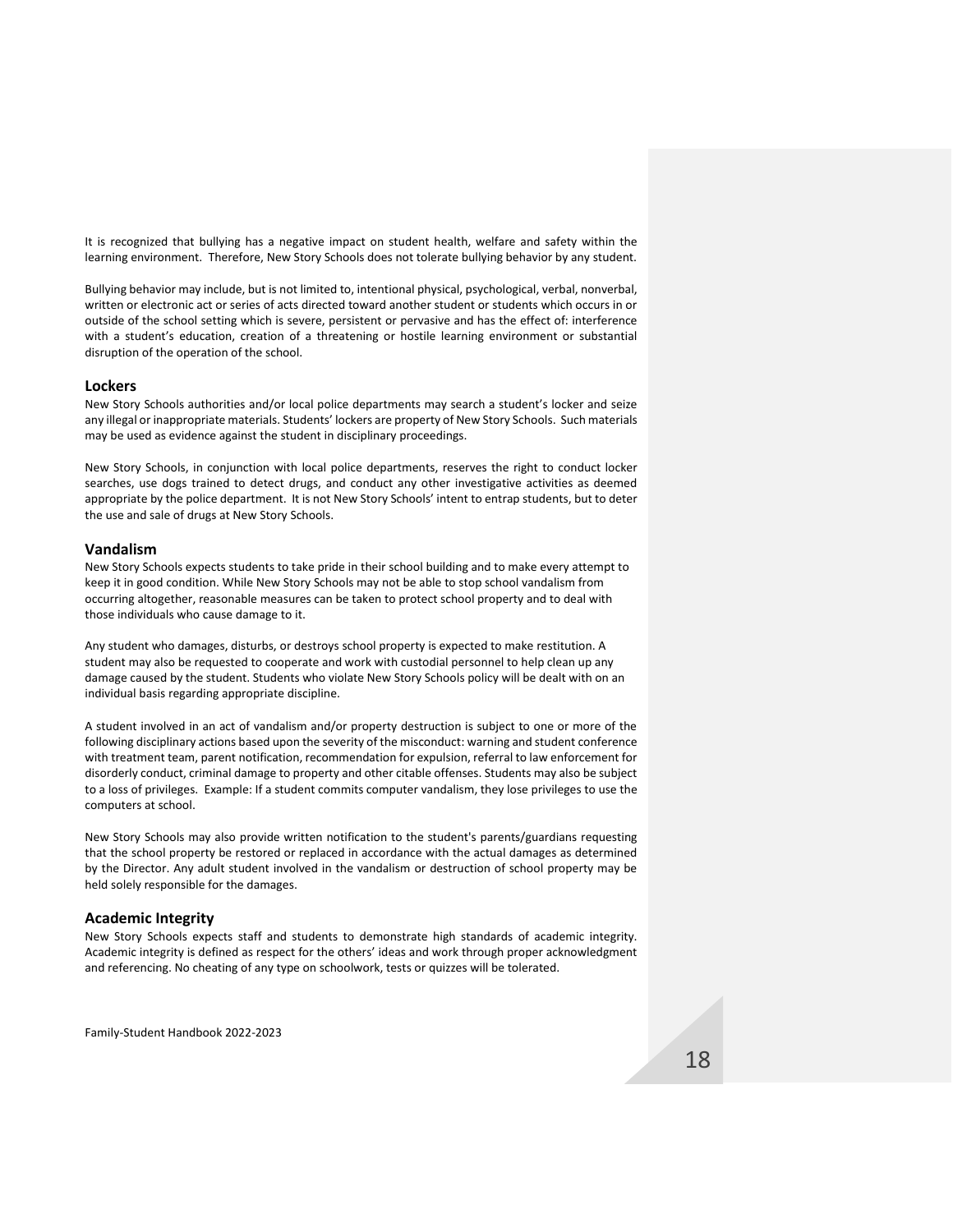It is recognized that bullying has a negative impact on student health, welfare and safety within the learning environment. Therefore, New Story Schools does not tolerate bullying behavior by any student.

Bullying behavior may include, but is not limited to, intentional physical, psychological, verbal, nonverbal, written or electronic act or series of acts directed toward another student or students which occurs in or outside of the school setting which is severe, persistent or pervasive and has the effect of: interference with a student's education, creation of a threatening or hostile learning environment or substantial disruption of the operation of the school.

### Lockers

New Story Schools authorities and/or local police departments may search a student's locker and seize any illegal or inappropriate materials. Students' lockers are property of New Story Schools. Such materials may be used as evidence against the student in disciplinary proceedings.

New Story Schools, in conjunction with local police departments, reserves the right to conduct locker searches, use dogs trained to detect drugs, and conduct any other investigative activities as deemed appropriate by the police department. It is not New Story Schools' intent to entrap students, but to deter the use and sale of drugs at New Story Schools.

### Vandalism

New Story Schools expects students to take pride in their school building and to make every attempt to keep it in good condition. While New Story Schools may not be able to stop school vandalism from occurring altogether, reasonable measures can be taken to protect school property and to deal with those individuals who cause damage to it.

Any student who damages, disturbs, or destroys school property is expected to make restitution. A student may also be requested to cooperate and work with custodial personnel to help clean up any damage caused by the student. Students who violate New Story Schools policy will be dealt with on an individual basis regarding appropriate discipline.

A student involved in an act of vandalism and/or property destruction is subject to one or more of the following disciplinary actions based upon the severity of the misconduct: warning and student conference with treatment team, parent notification, recommendation for expulsion, referral to law enforcement for disorderly conduct, criminal damage to property and other citable offenses. Students may also be subject to a loss of privileges. Example: If a student commits computer vandalism, they lose privileges to use the computers at school.

New Story Schools may also provide written notification to the student's parents/guardians requesting that the school property be restored or replaced in accordance with the actual damages as determined by the Director. Any adult student involved in the vandalism or destruction of school property may be held solely responsible for the damages.

### Academic Integrity

New Story Schools expects staff and students to demonstrate high standards of academic integrity. Academic integrity is defined as respect for the others' ideas and work through proper acknowledgment and referencing. No cheating of any type on schoolwork, tests or quizzes will be tolerated.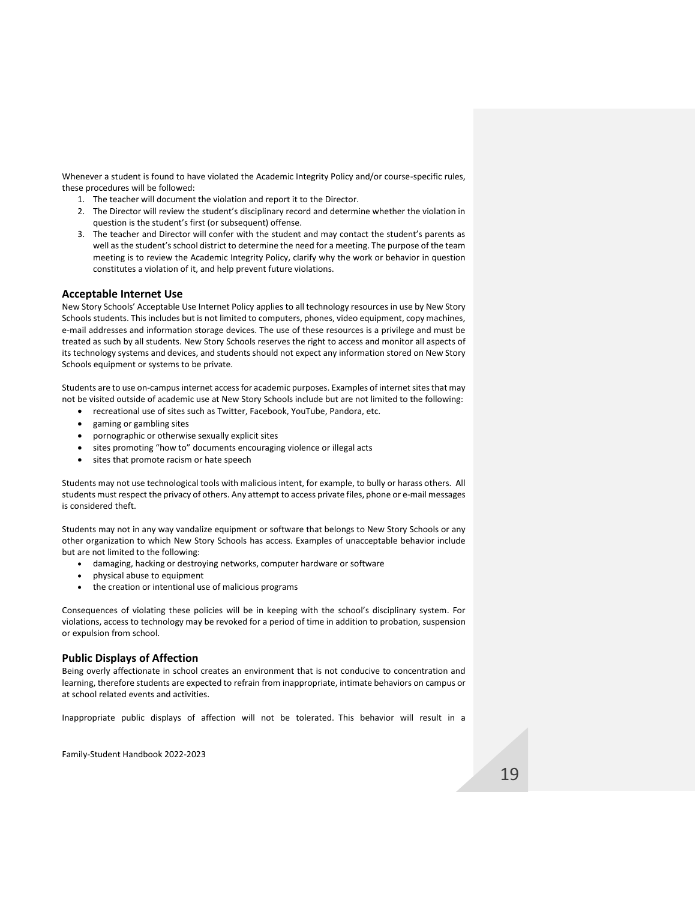Whenever a student is found to have violated the Academic Integrity Policy and/or course-specific rules, these procedures will be followed:

1. The teacher will document the violation and report it to the Director.
2. The Director will review the student's disciplinary record and determine whether the violation in question is the student's first (or subsequent) offense.
3. The teacher and Director will confer with the student and may contact the student's parents as well as the student's school district to determine the need for a meeting. The purpose of the team meeting is to review the Academic Integrity Policy, clarify why the work or behavior in question constitutes a violation of it, and help prevent future violations.

## Acceptable Internet Use

New Story Schools' Acceptable Use Internet Policy applies to all technology resources in use by New Story Schools students. This includes but is not limited to computers, phones, video equipment, copy machines, e-mail addresses and information storage devices. The use of these resources is a privilege and must be treated as such by all students. New Story Schools reserves the right to access and monitor all aspects of its technology systems and devices, and students should not expect any information stored on New Story Schools equipment or systems to be private.

Students are to use on-campus internet access for academic purposes. Examples of internet sites that may not be visited outside of academic use at New Story Schools include but are not limited to the following:

- recreational use of sites such as Twitter, Facebook, YouTube, Pandora, etc.
- gaming or gambling sites
- pornographic or otherwise sexually explicit sites
- sites promoting "how to" documents encouraging violence or illegal acts
- sites that promote racism or hate speech

Students may not use technological tools with malicious intent, for example, to bully or harass others. All students must respect the privacy of others. Any attempt to access private files, phone or e-mail messages is considered theft.

Students may not in any way vandalize equipment or software that belongs to New Story Schools or any other organization to which New Story Schools has access. Examples of unacceptable behavior include but are not limited to the following:

- damaging, hacking or destroying networks, computer hardware or software
- physical abuse to equipment
- the creation or intentional use of malicious programs

Consequences of violating these policies will be in keeping with the school's disciplinary system. For violations, access to technology may be revoked for a period of time in addition to probation, suspension or expulsion from school.

## Public Displays of Affection

Being overly affectionate in school creates an environment that is not conducive to concentration and learning, therefore students are expected to refrain from inappropriate, intimate behaviors on campus or at school related events and activities.

Inappropriate public displays of affection will not be tolerated. This behavior will result in a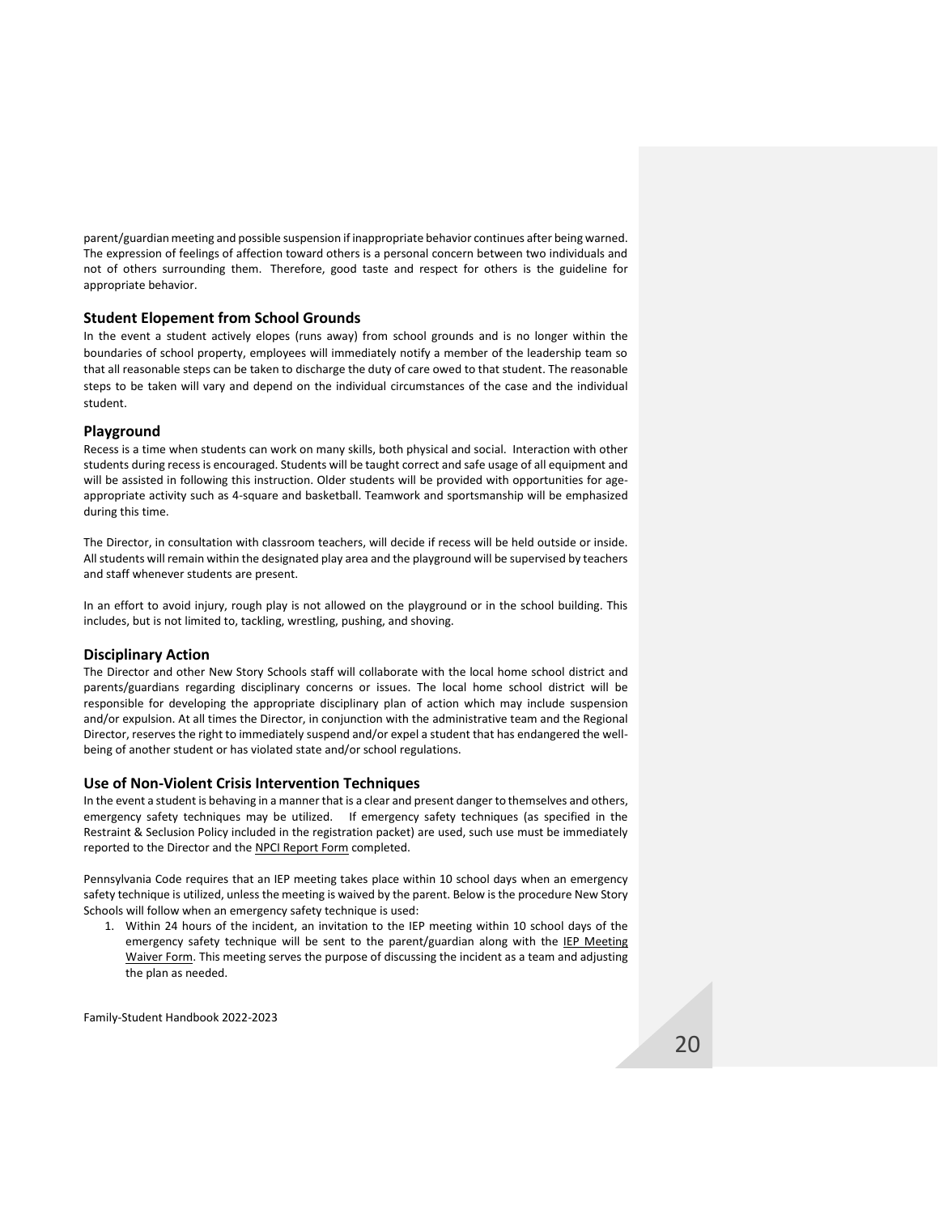parent/guardian meeting and possible suspension if inappropriate behavior continues after being warned. The expression of feelings of affection toward others is a personal concern between two individuals and not of others surrounding them. Therefore, good taste and respect for others is the guideline for appropriate behavior.

### Student Elopement from School Grounds

In the event a student actively elopes (runs away) from school grounds and is no longer within the boundaries of school property, employees will immediately notify a member of the leadership team so that all reasonable steps can be taken to discharge the duty of care owed to that student. The reasonable steps to be taken will vary and depend on the individual circumstances of the case and the individual student.

### Playground

Recess is a time when students can work on many skills, both physical and social. Interaction with other students during recess is encouraged. Students will be taught correct and safe usage of all equipment and will be assisted in following this instruction. Older students will be provided with opportunities for age-appropriate activity such as 4-square and basketball. Teamwork and sportsmanship will be emphasized during this time.

The Director, in consultation with classroom teachers, will decide if recess will be held outside or inside. All students will remain within the designated play area and the playground will be supervised by teachers and staff whenever students are present.

In an effort to avoid injury, rough play is not allowed on the playground or in the school building. This includes, but is not limited to, tackling, wrestling, pushing, and shoving.

### Disciplinary Action

The Director and other New Story Schools staff will collaborate with the local home school district and parents/guardians regarding disciplinary concerns or issues. The local home school district will be responsible for developing the appropriate disciplinary plan of action which may include suspension and/or expulsion. At all times the Director, in conjunction with the administrative team and the Regional Director, reserves the right to immediately suspend and/or expel a student that has endangered the well-being of another student or has violated state and/or school regulations.

### Use of Non-Violent Crisis Intervention Techniques

In the event a student is behaving in a manner that is a clear and present danger to themselves and others, emergency safety techniques may be utilized. If emergency safety techniques (as specified in the Restraint & Seclusion Policy included in the registration packet) are used, such use must be immediately reported to the Director and the NPCI Report Form completed.

Pennsylvania Code requires that an IEP meeting takes place within 10 school days when an emergency safety technique is utilized, unless the meeting is waived by the parent. Below is the procedure New Story Schools will follow when an emergency safety technique is used:

1. Within 24 hours of the incident, an invitation to the IEP meeting within 10 school days of the emergency safety technique will be sent to the parent/guardian along with the IEP Meeting Waiver Form. This meeting serves the purpose of discussing the incident as a team and adjusting the plan as needed.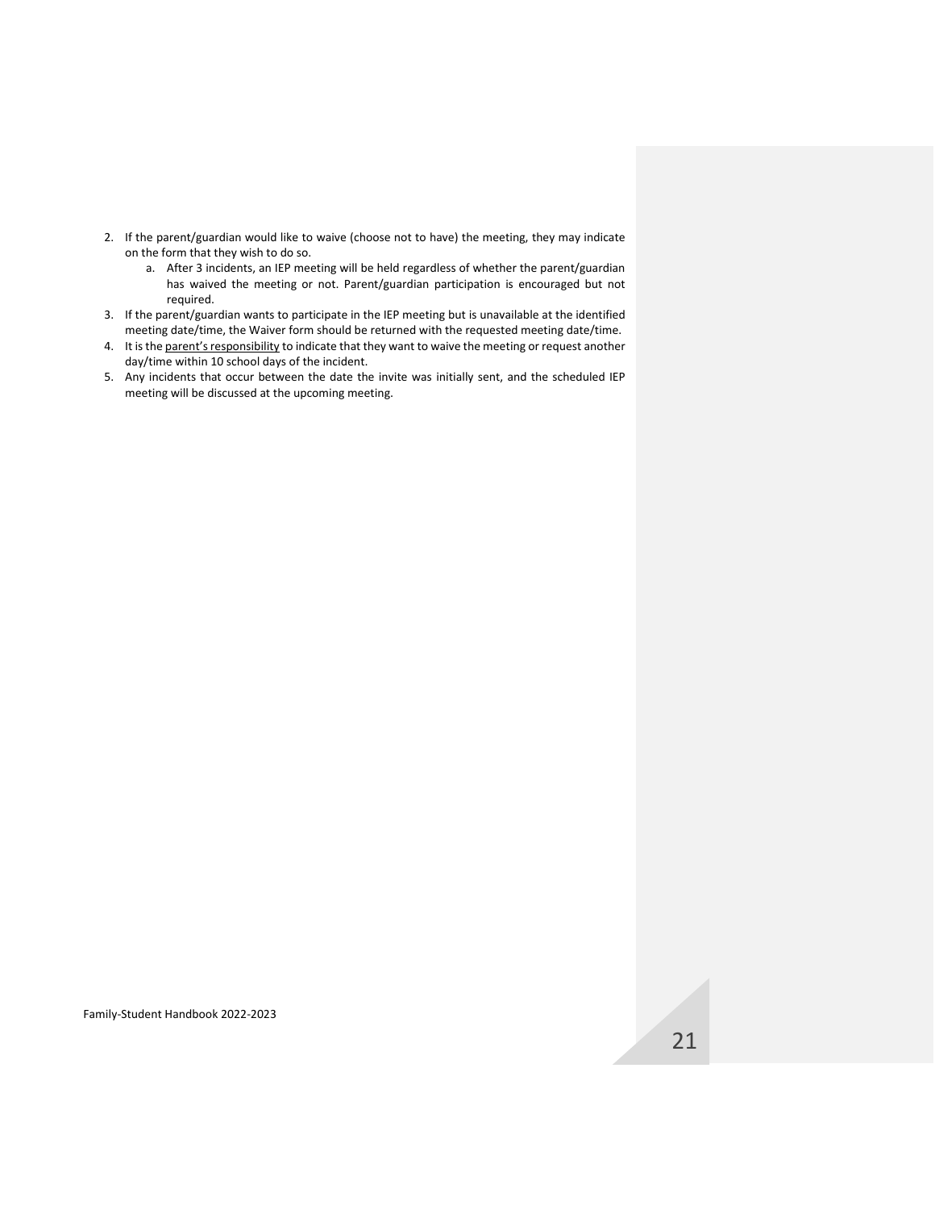2. If the parent/guardian would like to waive (choose not to have) the meeting, they may indicate on the form that they wish to do so.
    a. After 3 incidents, an IEP meeting will be held regardless of whether the parent/guardian has waived the meeting or not. Parent/guardian participation is encouraged but not required.
3. If the parent/guardian wants to participate in the IEP meeting but is unavailable at the identified meeting date/time, the Waiver form should be returned with the requested meeting date/time.
4. It is the <u>parent's responsibility</u> to indicate that they want to waive the meeting or request another day/time within 10 school days of the incident.
5. Any incidents that occur between the date the invite was initially sent, and the scheduled IEP meeting will be discussed at the upcoming meeting.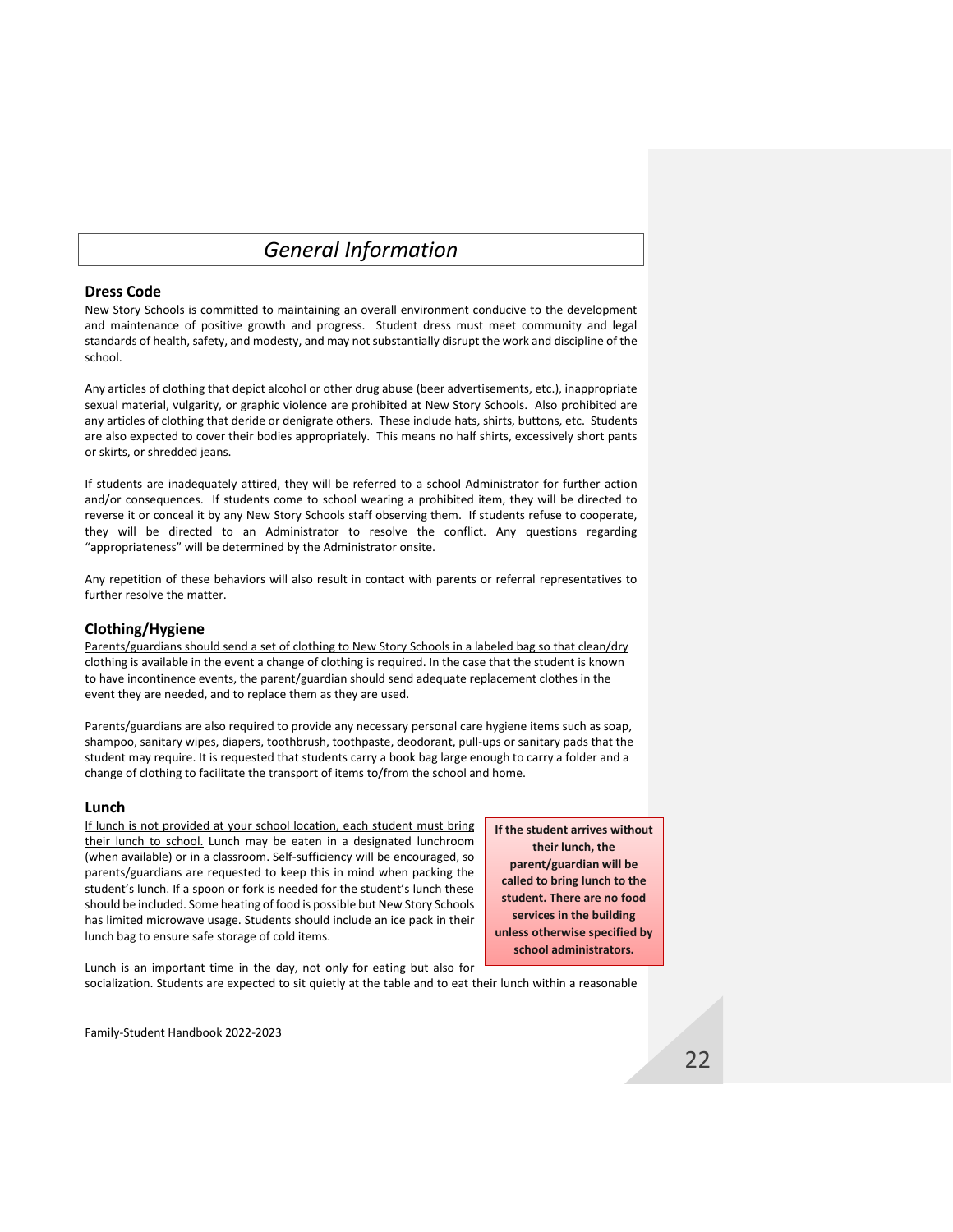# General Information

## Dress Code

New Story Schools is committed to maintaining an overall environment conducive to the development and maintenance of positive growth and progress. Student dress must meet community and legal standards of health, safety, and modesty, and may not substantially disrupt the work and discipline of the school.

Any articles of clothing that depict alcohol or other drug abuse (beer advertisements, etc.), inappropriate sexual material, vulgarity, or graphic violence are prohibited at New Story Schools. Also prohibited are any articles of clothing that deride or denigrate others. These include hats, shirts, buttons, etc. Students are also expected to cover their bodies appropriately. This means no half shirts, excessively short pants or skirts, or shredded jeans.

If students are inadequately attired, they will be referred to a school Administrator for further action and/or consequences. If students come to school wearing a prohibited item, they will be directed to reverse it or conceal it by any New Story Schools staff observing them. If students refuse to cooperate, they will be directed to an Administrator to resolve the conflict. Any questions regarding "appropriateness" will be determined by the Administrator onsite.

Any repetition of these behaviors will also result in contact with parents or referral representatives to further resolve the matter.

## Clothing/Hygiene

Parents/guardians should send a set of clothing to New Story Schools in a labeled bag so that clean/dry clothing is available in the event a change of clothing is required. In the case that the student is known to have incontinence events, the parent/guardian should send adequate replacement clothes in the event they are needed, and to replace them as they are used.

Parents/guardians are also required to provide any necessary personal care hygiene items such as soap, shampoo, sanitary wipes, diapers, toothbrush, toothpaste, deodorant, pull-ups or sanitary pads that the student may require. It is requested that students carry a book bag large enough to carry a folder and a change of clothing to facilitate the transport of items to/from the school and home.

## Lunch

If lunch is not provided at your school location, each student must bring their lunch to school. Lunch may be eaten in a designated lunchroom (when available) or in a classroom. Self-sufficiency will be encouraged, so parents/guardians are requested to keep this in mind when packing the student's lunch. If a spoon or fork is needed for the student's lunch these should be included. Some heating of food is possible but New Story Schools has limited microwave usage. Students should include an ice pack in their lunch bag to ensure safe storage of cold items.

**If the student arrives without their lunch, the parent/guardian will be called to bring lunch to the student. There are no food services in the building unless otherwise specified by school administrators.**

Lunch is an important time in the day, not only for eating but also for socialization. Students are expected to sit quietly at the table and to eat their lunch within a reasonable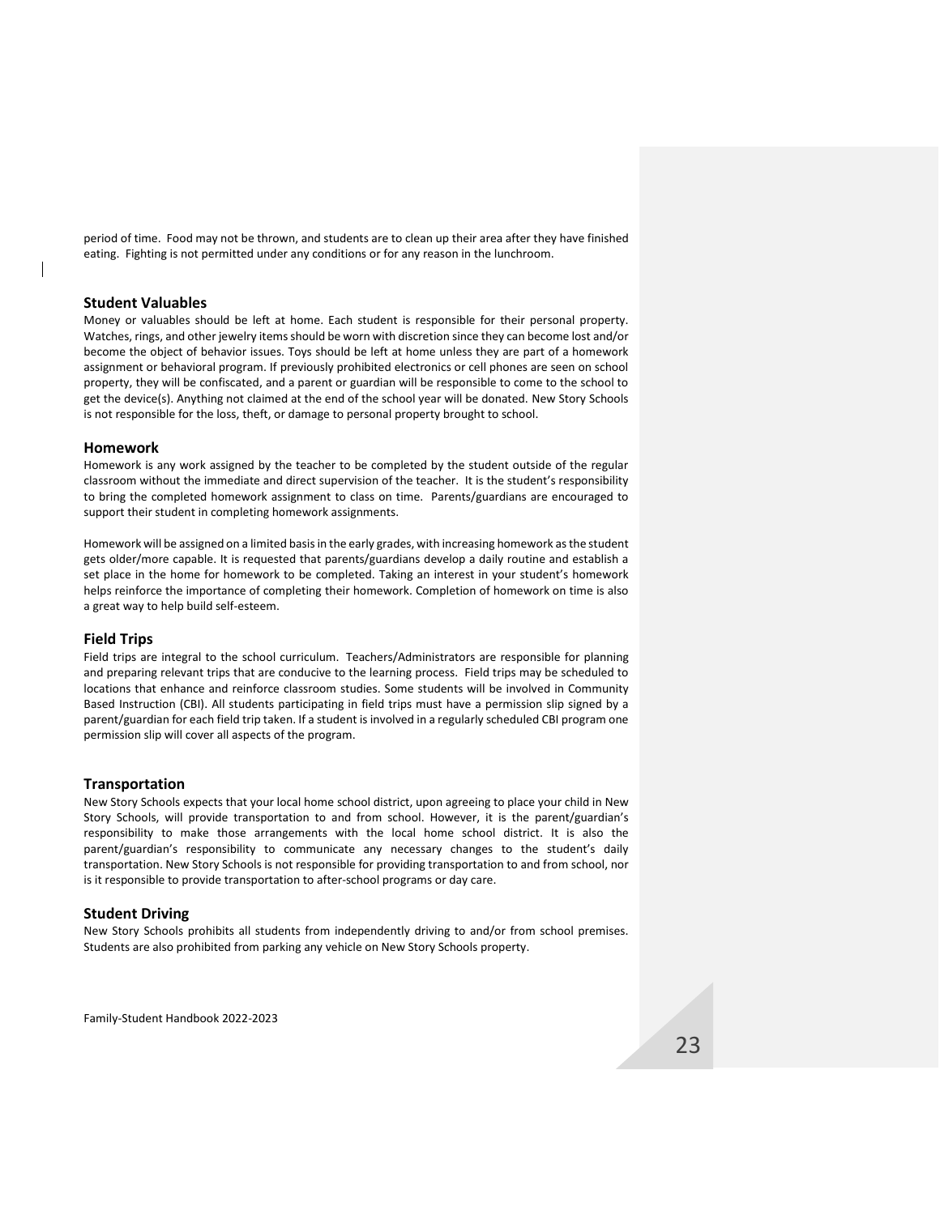period of time. Food may not be thrown, and students are to clean up their area after they have finished eating. Fighting is not permitted under any conditions or for any reason in the lunchroom.

## Student Valuables

Money or valuables should be left at home. Each student is responsible for their personal property. Watches, rings, and other jewelry items should be worn with discretion since they can become lost and/or become the object of behavior issues. Toys should be left at home unless they are part of a homework assignment or behavioral program. If previously prohibited electronics or cell phones are seen on school property, they will be confiscated, and a parent or guardian will be responsible to come to the school to get the device(s). Anything not claimed at the end of the school year will be donated. New Story Schools is not responsible for the loss, theft, or damage to personal property brought to school.

## Homework

Homework is any work assigned by the teacher to be completed by the student outside of the regular classroom without the immediate and direct supervision of the teacher. It is the student's responsibility to bring the completed homework assignment to class on time. Parents/guardians are encouraged to support their student in completing homework assignments.

Homework will be assigned on a limited basis in the early grades, with increasing homework as the student gets older/more capable. It is requested that parents/guardians develop a daily routine and establish a set place in the home for homework to be completed. Taking an interest in your student's homework helps reinforce the importance of completing their homework. Completion of homework on time is also a great way to help build self-esteem.

## Field Trips

Field trips are integral to the school curriculum. Teachers/Administrators are responsible for planning and preparing relevant trips that are conducive to the learning process. Field trips may be scheduled to locations that enhance and reinforce classroom studies. Some students will be involved in Community Based Instruction (CBI). All students participating in field trips must have a permission slip signed by a parent/guardian for each field trip taken. If a student is involved in a regularly scheduled CBI program one permission slip will cover all aspects of the program.

## Transportation

New Story Schools expects that your local home school district, upon agreeing to place your child in New Story Schools, will provide transportation to and from school. However, it is the parent/guardian's responsibility to make those arrangements with the local home school district. It is also the parent/guardian's responsibility to communicate any necessary changes to the student's daily transportation. New Story Schools is not responsible for providing transportation to and from school, nor is it responsible to provide transportation to after-school programs or day care.

## Student Driving

New Story Schools prohibits all students from independently driving to and/or from school premises. Students are also prohibited from parking any vehicle on New Story Schools property.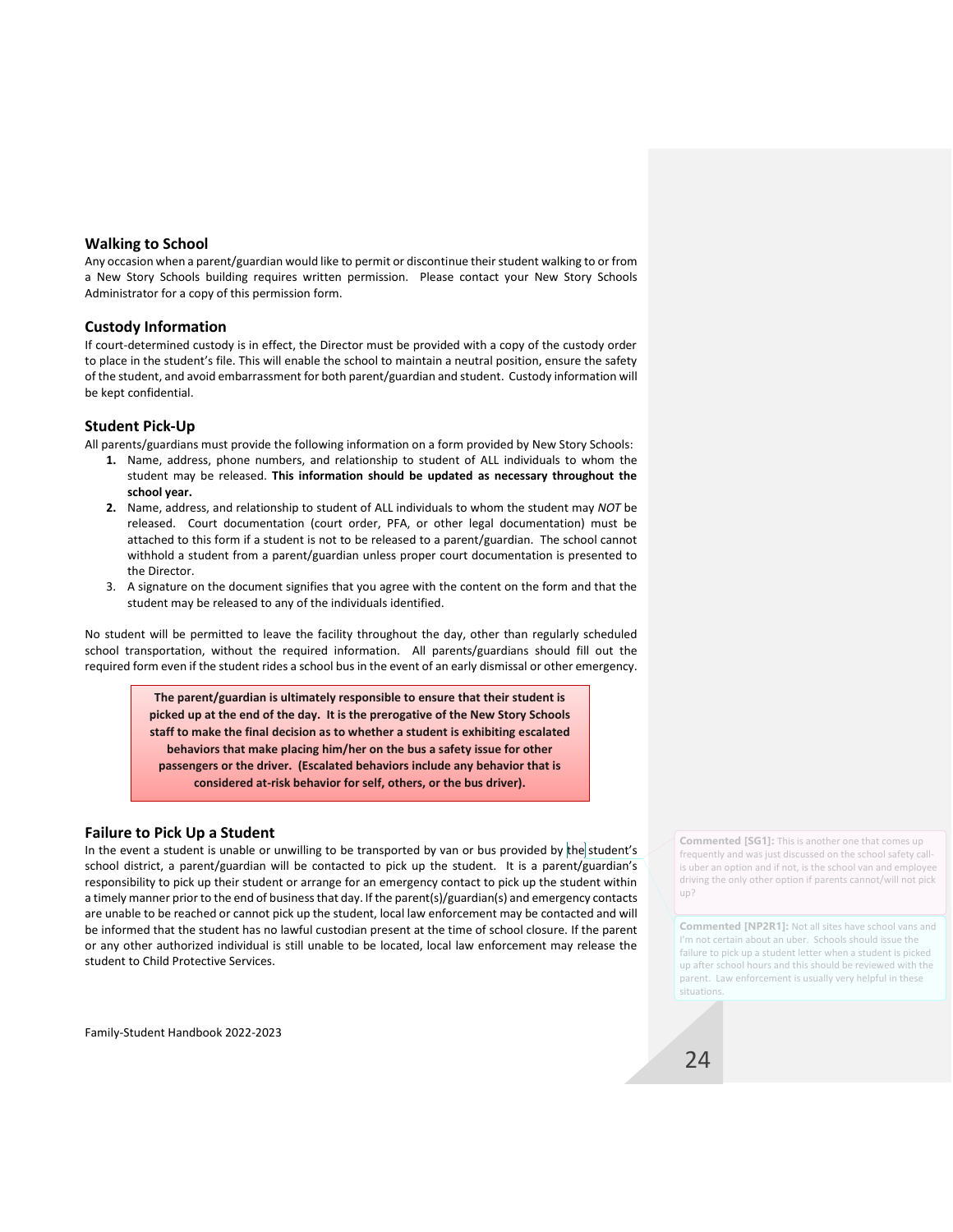## Walking to School

Any occasion when a parent/guardian would like to permit or discontinue their student walking to or from a New Story Schools building requires written permission. Please contact your New Story Schools Administrator for a copy of this permission form.

## Custody Information

If court-determined custody is in effect, the Director must be provided with a copy of the custody order to place in the student's file. This will enable the school to maintain a neutral position, ensure the safety of the student, and avoid embarrassment for both parent/guardian and student. Custody information will be kept confidential.

## Student Pick-Up

All parents/guardians must provide the following information on a form provided by New Story Schools:

1. Name, address, phone numbers, and relationship to student of ALL individuals to whom the student may be released. **This information should be updated as necessary throughout the school year.**
2. Name, address, and relationship to student of ALL individuals to whom the student may *NOT* be released. Court documentation (court order, PFA, or other legal documentation) must be attached to this form if a student is not to be released to a parent/guardian. The school cannot withhold a student from a parent/guardian unless proper court documentation is presented to the Director.
3. A signature on the document signifies that you agree with the content on the form and that the student may be released to any of the individuals identified.

No student will be permitted to leave the facility throughout the day, other than regularly scheduled school transportation, without the required information. All parents/guardians should fill out the required form even if the student rides a school bus in the event of an early dismissal or other emergency.

**The parent/guardian is ultimately responsible to ensure that their student is picked up at the end of the day. It is the prerogative of the New Story Schools staff to make the final decision as to whether a student is exhibiting escalated behaviors that make placing him/her on the bus a safety issue for other passengers or the driver. (Escalated behaviors include any behavior that is considered at-risk behavior for self, others, or the bus driver).**

## Failure to Pick Up a Student

In the event a student is unable or unwilling to be transported by van or bus provided by the student's school district, a parent/guardian will be contacted to pick up the student. It is a parent/guardian's responsibility to pick up their student or arrange for an emergency contact to pick up the student within a timely manner prior to the end of business that day. If the parent(s)/guardian(s) and emergency contacts are unable to be reached or cannot pick up the student, local law enforcement may be contacted and will be informed that the student has no lawful custodian present at the time of school closure. If the parent or any other authorized individual is still unable to be located, local law enforcement may release the student to Child Protective Services.

**Commented [SG1]:** This is another one that comes up frequently and was just discussed on the school safety call- is uber an option and if not, is the school van and employee driving the only other option if parents cannot/will not pick up?

**Commented [NP2R1]:** Not all sites have school vans and I'm not certain about an uber. Schools should issue the failure to pick up a student letter when a student is picked up after school hours and this should be reviewed with the parent. Law enforcement is usually very helpful in these situations.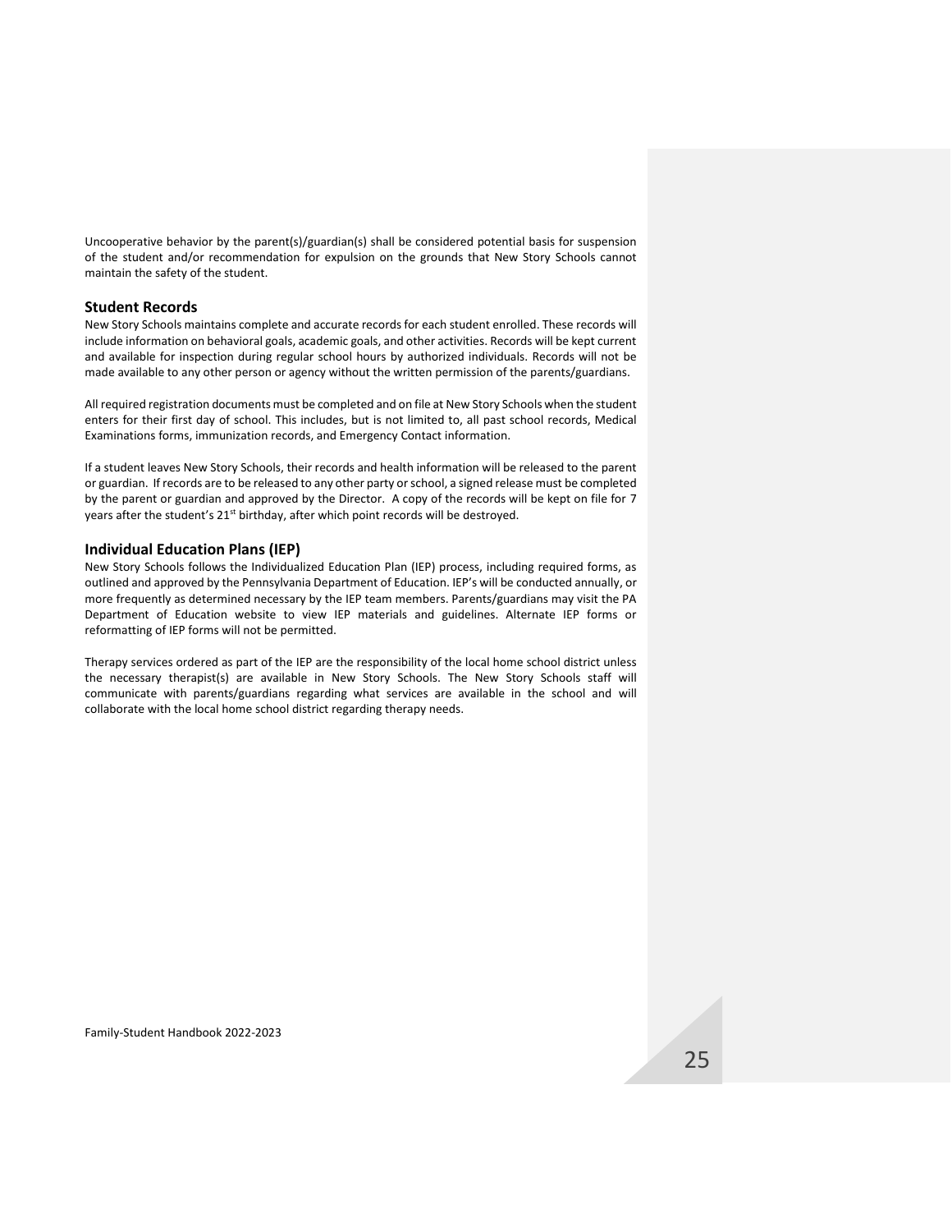Uncooperative behavior by the parent(s)/guardian(s) shall be considered potential basis for suspension of the student and/or recommendation for expulsion on the grounds that New Story Schools cannot maintain the safety of the student.

### Student Records

New Story Schools maintains complete and accurate records for each student enrolled. These records will include information on behavioral goals, academic goals, and other activities. Records will be kept current and available for inspection during regular school hours by authorized individuals. Records will not be made available to any other person or agency without the written permission of the parents/guardians.

All required registration documents must be completed and on file at New Story Schools when the student enters for their first day of school. This includes, but is not limited to, all past school records, Medical Examinations forms, immunization records, and Emergency Contact information.

If a student leaves New Story Schools, their records and health information will be released to the parent or guardian. If records are to be released to any other party or school, a signed release must be completed by the parent or guardian and approved by the Director. A copy of the records will be kept on file for 7 years after the student's 21st birthday, after which point records will be destroyed.

### Individual Education Plans (IEP)

New Story Schools follows the Individualized Education Plan (IEP) process, including required forms, as outlined and approved by the Pennsylvania Department of Education. IEP's will be conducted annually, or more frequently as determined necessary by the IEP team members. Parents/guardians may visit the PA Department of Education website to view IEP materials and guidelines. Alternate IEP forms or reformatting of IEP forms will not be permitted.

Therapy services ordered as part of the IEP are the responsibility of the local home school district unless the necessary therapist(s) are available in New Story Schools. The New Story Schools staff will communicate with parents/guardians regarding what services are available in the school and will collaborate with the local home school district regarding therapy needs.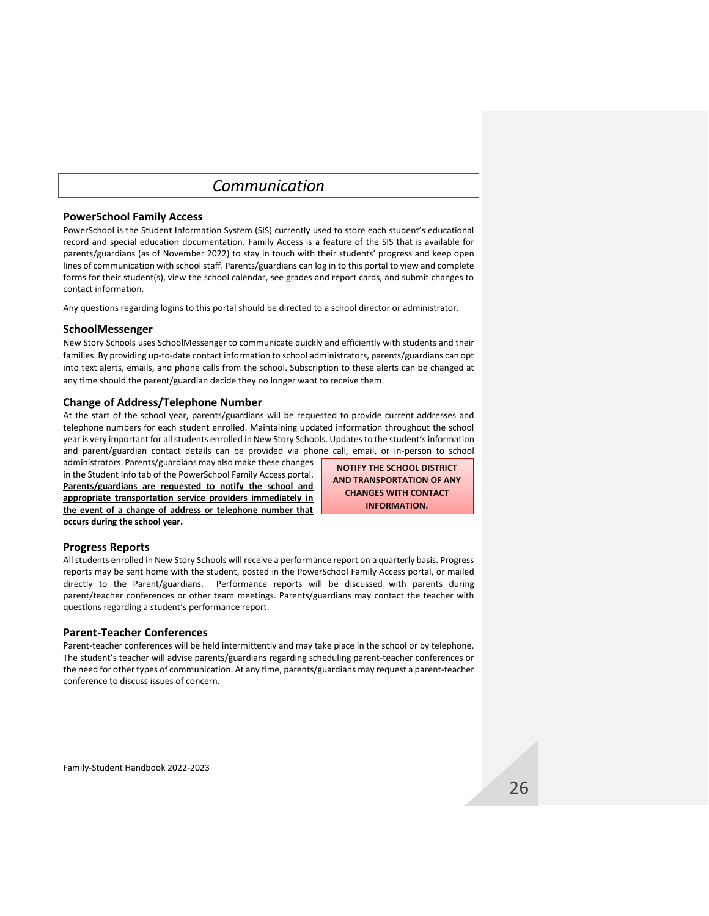# Communication

## PowerSchool Family Access

PowerSchool is the Student Information System (SIS) currently used to store each student's educational record and special education documentation. Family Access is a feature of the SIS that is available for parents/guardians (as of November 2022) to stay in touch with their students' progress and keep open lines of communication with school staff. Parents/guardians can log in to this portal to view and complete forms for their student(s), view the school calendar, see grades and report cards, and submit changes to contact information.

Any questions regarding logins to this portal should be directed to a school director or administrator.

## SchoolMessenger

New Story Schools uses SchoolMessenger to communicate quickly and efficiently with students and their families. By providing up-to-date contact information to school administrators, parents/guardians can opt into text alerts, emails, and phone calls from the school. Subscription to these alerts can be changed at any time should the parent/guardian decide they no longer want to receive them.

## Change of Address/Telephone Number

At the start of the school year, parents/guardians will be requested to provide current addresses and telephone numbers for each student enrolled. Maintaining updated information throughout the school year is very important for all students enrolled in New Story Schools. Updates to the student's information and parent/guardian contact details can be provided via phone call, email, or in-person to school administrators. Parents/guardians may also make these changes in the Student Info tab of the PowerSchool Family Access portal. **Parents/guardians are requested to notify the school and appropriate transportation service providers immediately in the event of a change of address or telephone number that occurs during the school year.**

**NOTIFY THE SCHOOL DISTRICT AND TRANSPORTATION OF ANY CHANGES WITH CONTACT INFORMATION.**

## Progress Reports

All students enrolled in New Story Schools will receive a performance report on a quarterly basis. Progress reports may be sent home with the student, posted in the PowerSchool Family Access portal, or mailed directly to the Parent/guardians. Performance reports will be discussed with parents during parent/teacher conferences or other team meetings. Parents/guardians may contact the teacher with questions regarding a student's performance report.

## Parent-Teacher Conferences

Parent-teacher conferences will be held intermittently and may take place in the school or by telephone. The student's teacher will advise parents/guardians regarding scheduling parent-teacher conferences or the need for other types of communication. At any time, parents/guardians may request a parent-teacher conference to discuss issues of concern.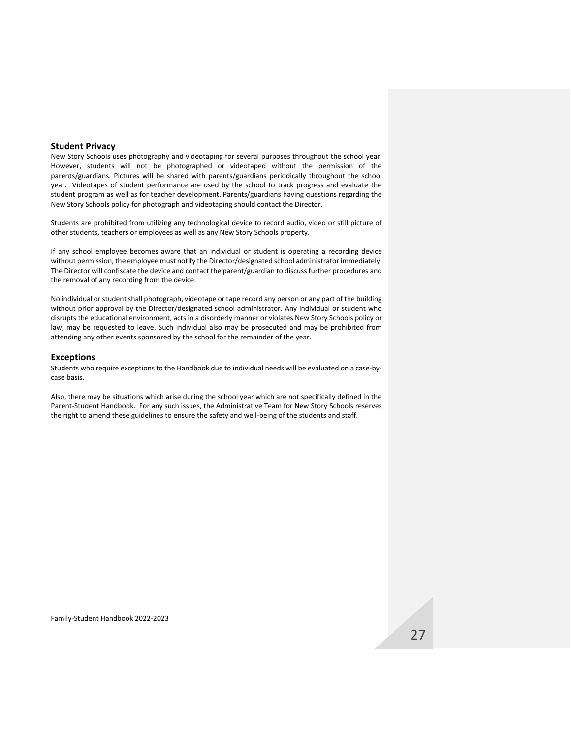## Student Privacy

New Story Schools uses photography and videotaping for several purposes throughout the school year. However, students will not be photographed or videotaped without the permission of the parents/guardians. Pictures will be shared with parents/guardians periodically throughout the school year. Videotapes of student performance are used by the school to track progress and evaluate the student program as well as for teacher development. Parents/guardians having questions regarding the New Story Schools policy for photograph and videotaping should contact the Director.

Students are prohibited from utilizing any technological device to record audio, video or still picture of other students, teachers or employees as well as any New Story Schools property.

If any school employee becomes aware that an individual or student is operating a recording device without permission, the employee must notify the Director/designated school administrator immediately. The Director will confiscate the device and contact the parent/guardian to discuss further procedures and the removal of any recording from the device.

No individual or student shall photograph, videotape or tape record any person or any part of the building without prior approval by the Director/designated school administrator. Any individual or student who disrupts the educational environment, acts in a disorderly manner or violates New Story Schools policy or law, may be requested to leave. Such individual also may be prosecuted and may be prohibited from attending any other events sponsored by the school for the remainder of the year.

## Exceptions

Students who require exceptions to the Handbook due to individual needs will be evaluated on a case-by-case basis.

Also, there may be situations which arise during the school year which are not specifically defined in the Parent-Student Handbook. For any such issues, the Administrative Team for New Story Schools reserves the right to amend these guidelines to ensure the safety and well-being of the students and staff.